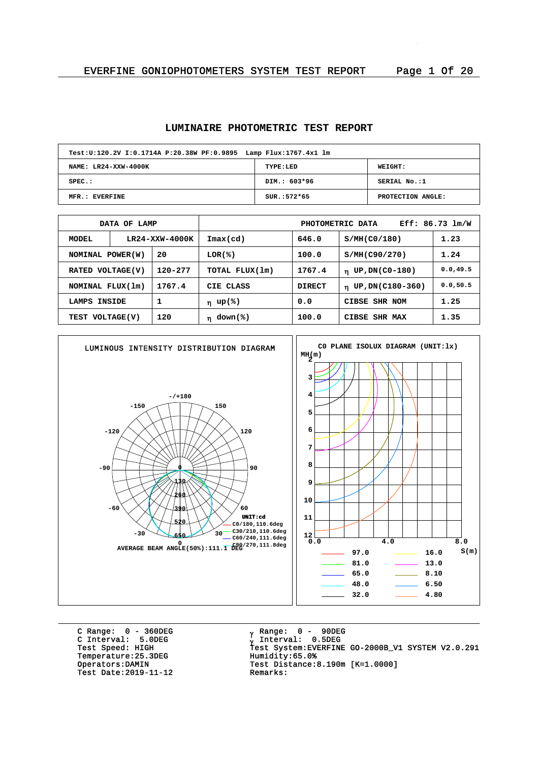# LUMINAIRE PHOTOMETRIC TEST REPORT

| Test:U:120.2V I:0.1714A P:20.38W PF:0.9895 Lamp Flux:1767.4x1 lm | | |
|---|---|---|
| NAME: LR24-XXW-4000K | TYPE:LED | WEIGHT: |
| SPEC.: | DIM.: 603*96 | SERIAL No.:1 |
| MFR.: EVERFINE | SUR.:572*65 | PROTECTION ANGLE: |

| DATA OF LAMP | | PHOTOMETRIC DATA | | Eff: 86.73 lm/W | |
|---|---|---|---|---|---|
| MODEL | LR24-XXW-4000K | Imax(cd) | 646.0 | S/MH(C0/180) | 1.23 |
| NOMINAL POWER(W) | 20 | LOR(%) | 100.0 | S/MH(C90/270) | 1.24 |
| RATED VOLTAGE(V) | 120-277 | TOTAL FLUX(lm) | 1767.4 | $\eta$ UP,DN(C0-180) | 0.0,49.5 |
| NOMINAL FLUX(lm) | 1767.4 | CIE CLASS | DIRECT | $\eta$ UP,DN(C180-360) | 0.0,50.5 |
| LAMPS INSIDE | 1 | $\eta$ up(%) | 0.0 | CIBSE SHR NOM | 1.25 |
| TEST VOLTAGE(V) | 120 | $\eta$ down(%) | 100.0 | CIBSE SHR MAX | 1.35 |

## LUMINOUS INTENSITY DISTRIBUTION DIAGRAM

UNIT:cd

- C0/180,110.6deg
- C30/210,110.6deg
- C60/240,111.6deg
- C90/270,111.8deg

AVERAGE BEAM ANGLE(50%):111.1 DEG

## C0 PLANE ISOLUX DIAGRAM (UNIT:lx)

| | | | |
|---|---|---|---|
| 97.0 | | 16.0 | |
| 81.0 | | 13.0 | |
| 65.0 | | 8.10 | |
| 48.0 | | 6.50 | |
| 32.0 | | 4.80 | |

C Range: 0 - 360DEG
C Interval: 5.0DEG
Test Speed: HIGH
Temperature:25.3DEG
Operators:DAMIN
Test Date:2019-11-12

$\gamma$ Range: 0 - 90DEG
$\gamma$ Interval: 0.5DEG
Test System:EVERFINE GO-2000B_V1 SYSTEM V2.0.291
Humidity:65.0%
Test Distance:8.190m [K=1.0000]
Remarks: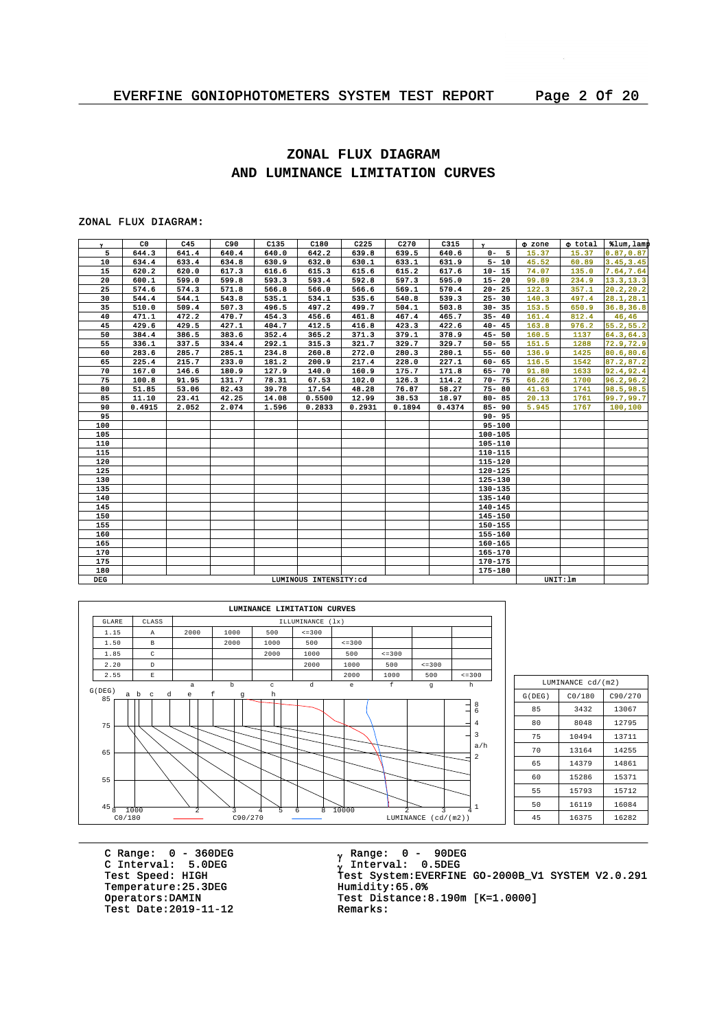## ZONAL FLUX DIAGRAM
## AND LUMINANCE LIMITATION CURVES

ZONAL FLUX DIAGRAM:

| γ | C0 | C45 | C90 | C135 | C180 | C225 | C270 | C315 | γ | Φ zone | Φ total | %lum,lamp |
|---|---|---|---|---|---|---|---|---|---|---|---|---|
| 5 | 644.3 | 641.4 | 640.4 | 640.0 | 642.2 | 639.8 | 639.5 | 640.6 | 0- 5 | 15.37 | 15.37 | 0.87,0.87 |
| 10 | 634.4 | 633.4 | 634.8 | 630.9 | 632.0 | 630.1 | 633.1 | 631.9 | 5- 10 | 45.52 | 60.89 | 3.45,3.45 |
| 15 | 620.2 | 620.0 | 617.3 | 616.6 | 615.3 | 615.6 | 615.2 | 617.6 | 10- 15 | 74.07 | 135.0 | 7.64,7.64 |
| 20 | 600.1 | 599.0 | 599.8 | 593.3 | 593.4 | 592.8 | 597.3 | 595.0 | 15- 20 | 99.89 | 234.9 | 13.3,13.3 |
| 25 | 574.6 | 574.3 | 571.8 | 566.8 | 566.0 | 566.6 | 569.1 | 570.4 | 20- 25 | 122.3 | 357.1 | 20.2,20.2 |
| 30 | 544.4 | 544.1 | 543.8 | 535.1 | 534.1 | 535.6 | 540.8 | 539.3 | 25- 30 | 140.3 | 497.4 | 28.1,28.1 |
| 35 | 510.0 | 509.4 | 507.3 | 496.5 | 497.2 | 499.7 | 504.1 | 503.8 | 30- 35 | 153.5 | 650.9 | 36.8,36.8 |
| 40 | 471.1 | 472.2 | 470.7 | 454.3 | 456.6 | 461.8 | 467.4 | 465.7 | 35- 40 | 161.4 | 812.4 | 46,46 |
| 45 | 429.6 | 429.5 | 427.1 | 404.7 | 412.5 | 416.8 | 423.3 | 422.6 | 40- 45 | 163.8 | 976.2 | 55.2,55.2 |
| 50 | 384.4 | 386.5 | 383.6 | 352.4 | 365.2 | 371.3 | 379.1 | 378.9 | 45- 50 | 160.5 | 1137 | 64.3,64.3 |
| 55 | 336.1 | 337.5 | 334.4 | 292.1 | 315.3 | 321.7 | 329.7 | 329.7 | 50- 55 | 151.5 | 1288 | 72.9,72.9 |
| 60 | 283.6 | 285.7 | 285.1 | 234.8 | 260.8 | 272.0 | 280.3 | 280.1 | 55- 60 | 136.9 | 1425 | 80.6,80.6 |
| 65 | 225.4 | 215.7 | 233.0 | 181.2 | 200.9 | 217.4 | 228.0 | 227.1 | 60- 65 | 116.5 | 1542 | 87.2,87.2 |
| 70 | 167.0 | 146.6 | 180.9 | 127.9 | 140.0 | 160.9 | 175.7 | 171.8 | 65- 70 | 91.80 | 1633 | 92.4,92.4 |
| 75 | 100.8 | 91.95 | 131.7 | 78.31 | 67.53 | 102.0 | 126.3 | 114.2 | 70- 75 | 66.26 | 1700 | 96.2,96.2 |
| 80 | 51.85 | 53.06 | 82.43 | 39.78 | 17.54 | 48.28 | 76.87 | 58.27 | 75- 80 | 41.63 | 1741 | 98.5,98.5 |
| 85 | 11.10 | 23.41 | 42.25 | 14.08 | 0.5500 | 12.99 | 38.53 | 18.97 | 80- 85 | 20.13 | 1761 | 99.7,99.7 |
| 90 | 0.4915 | 2.052 | 2.074 | 1.596 | 0.2833 | 0.2931 | 0.1894 | 0.4374 | 85- 90 | 5.945 | 1767 | 100,100 |
| 95 | | | | | | | | | 90- 95 | | | |
| 100 | | | | | | | | | 95-100 | | | |
| 105 | | | | | | | | | 100-105 | | | |
| 110 | | | | | | | | | 105-110 | | | |
| 115 | | | | | | | | | 110-115 | | | |
| 120 | | | | | | | | | 115-120 | | | |
| 125 | | | | | | | | | 120-125 | | | |
| 130 | | | | | | | | | 125-130 | | | |
| 135 | | | | | | | | | 130-135 | | | |
| 140 | | | | | | | | | 135-140 | | | |
| 145 | | | | | | | | | 140-145 | | | |
| 150 | | | | | | | | | 145-150 | | | |
| 155 | | | | | | | | | 150-155 | | | |
| 160 | | | | | | | | | 155-160 | | | |
| 165 | | | | | | | | | 160-165 | | | |
| 170 | | | | | | | | | 165-170 | | | |
| 175 | | | | | | | | | 170-175 | | | |
| 180 | | | | | | | | | 175-180 | | | |
| DEG | LUMINOUS INTENSITY:cd | | | | | | | | | UNIT:lm | | |

LUMINANCE LIMITATION CURVES

| GLARE | CLASS | ILLUMINANCE (lx) | | | | | | | |
|---|---|---|---|---|---|---|---|---|---|
| 1.15 | A | 2000 | 1000 | 500 | <=300 | | | | |
| 1.50 | B | | 2000 | 1000 | 500 | <=300 | | | |
| 1.85 | C | | | 2000 | 1000 | 500 | <=300 | | |
| 2.20 | D | | | | 2000 | 1000 | 500 | <=300 | |
| 2.55 | E | | | | | 2000 | 1000 | 500 | <=300 |
| | | a | b | c | d | e | f | g | h |

G(DEG) axis: 45–85; LUMINANCE (cd/(m2)) axis: 1000 – 10000 – 4; C0/180 (red), C90/270 (blue); a/h ratio scale: 1, 2, 3, 4, 6, 8

| G(DEG) | C0/180 | C90/270 |
|---|---|---|
| 85 | 3432 | 13067 |
| 80 | 8048 | 12795 |
| 75 | 10494 | 13711 |
| 70 | 13164 | 14255 |
| 65 | 14379 | 14861 |
| 60 | 15286 | 15371 |
| 55 | 15793 | 15712 |
| 50 | 16119 | 16084 |
| 45 | 16375 | 16282 |

C Range: 0 - 360DEG
C Interval: 5.0DEG
Test Speed: HIGH
Temperature:25.3DEG
Operators:DAMIN
Test Date:2019-11-12

γ Range: 0 - 90DEG
γ Interval: 0.5DEG
Test System:EVERFINE GO-2000B_V1 SYSTEM V2.0.291
Humidity:65.0%
Test Distance:8.190m [K=1.0000]
Remarks: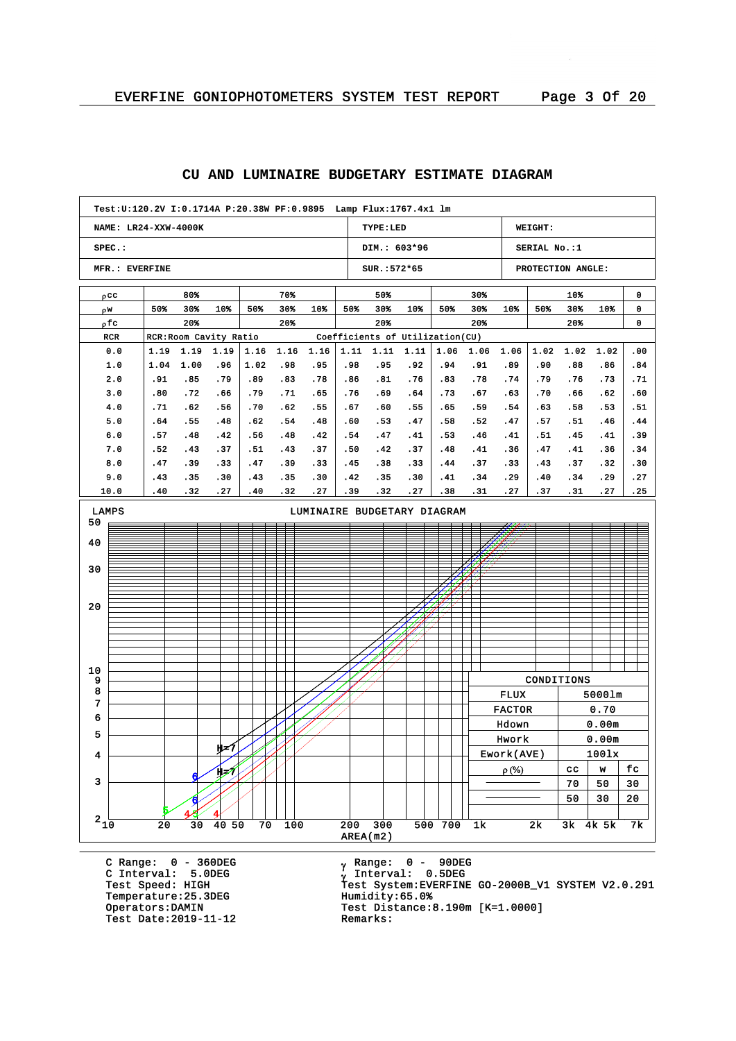## CU AND LUMINAIRE BUDGETARY ESTIMATE DIAGRAM

| Test:U:120.2V I:0.1714A P:20.38W PF:0.9895 Lamp Flux:1767.4x1 lm | | |
|---|---|---|
| NAME: LR24-XXW-4000K | TYPE:LED | WEIGHT: |
| SPEC.: | DIM.: 603*96 | SERIAL No.:1 |
| MFR.: EVERFINE | SUR.:572*65 | PROTECTION ANGLE: |

| ρcc | 80% | | | 70% | | | 50% | | | 30% | | | 10% | | | 0 |
|---|---|---|---|---|---|---|---|---|---|---|---|---|---|---|---|---|
| ρw | 50% | 30% | 10% | 50% | 30% | 10% | 50% | 30% | 10% | 50% | 30% | 10% | 50% | 30% | 10% | 0 |
| ρfc | 20% | | | 20% | | | 20% | | | 20% | | | 20% | | | 0 |
| RCR | RCR:Room Cavity Ratio | | | | | | Coefficients of Utilization(CU) | | | | | | | | | |
| 0.0 | 1.19 | 1.19 | 1.19 | 1.16 | 1.16 | 1.16 | 1.11 | 1.11 | 1.11 | 1.06 | 1.06 | 1.06 | 1.02 | 1.02 | 1.02 | .00 |
| 1.0 | 1.04 | 1.00 | .96 | 1.02 | .98 | .95 | .98 | .95 | .92 | .94 | .91 | .89 | .90 | .88 | .86 | .84 |
| 2.0 | .91 | .85 | .79 | .89 | .83 | .78 | .86 | .81 | .76 | .83 | .78 | .74 | .79 | .76 | .73 | .71 |
| 3.0 | .80 | .72 | .66 | .79 | .71 | .65 | .76 | .69 | .64 | .73 | .67 | .63 | .70 | .66 | .62 | .60 |
| 4.0 | .71 | .62 | .56 | .70 | .62 | .55 | .67 | .60 | .55 | .65 | .59 | .54 | .63 | .58 | .53 | .51 |
| 5.0 | .64 | .55 | .48 | .62 | .54 | .48 | .60 | .53 | .47 | .58 | .52 | .47 | .57 | .51 | .46 | .44 |
| 6.0 | .57 | .48 | .42 | .56 | .48 | .42 | .54 | .47 | .41 | .53 | .46 | .41 | .51 | .45 | .41 | .39 |
| 7.0 | .52 | .43 | .37 | .51 | .43 | .37 | .50 | .42 | .37 | .48 | .41 | .36 | .47 | .41 | .36 | .34 |
| 8.0 | .47 | .39 | .33 | .47 | .39 | .33 | .45 | .38 | .33 | .44 | .37 | .33 | .43 | .37 | .32 | .30 |
| 9.0 | .43 | .35 | .30 | .43 | .35 | .30 | .42 | .35 | .30 | .41 | .34 | .29 | .40 | .34 | .29 | .27 |
| 10.0 | .40 | .32 | .27 | .40 | .32 | .27 | .39 | .32 | .27 | .38 | .31 | .27 | .37 | .31 | .27 | .25 |

### LUMINAIRE BUDGETARY DIAGRAM

LAMPS (vertical axis: 2–50); AREA(m2) (horizontal axis: 10–7k)

| CONDITIONS | | | |
|---|---|---|---|
| FLUX | 5000lm | | |
| FACTOR | 0.70 | | |
| Hdown | 0.00m | | |
| Hwork | 0.00m | | |
| Ework(AVE) | 100lx | | |
| ρ(%) | CC | W | fc |
| | 70 | 50 | 30 |
| | 50 | 30 | 20 |

C Range: 0 - 360DEG
C Interval: 5.0DEG
Test Speed: HIGH
Temperature:25.3DEG
Operators:DAMIN
Test Date:2019-11-12

γ Range: 0 - 90DEG
γ Interval: 0.5DEG
Test System:EVERFINE GO-2000B_V1 SYSTEM V2.0.291
Humidity:65.0%
Test Distance:8.190m [K=1.0000]
Remarks: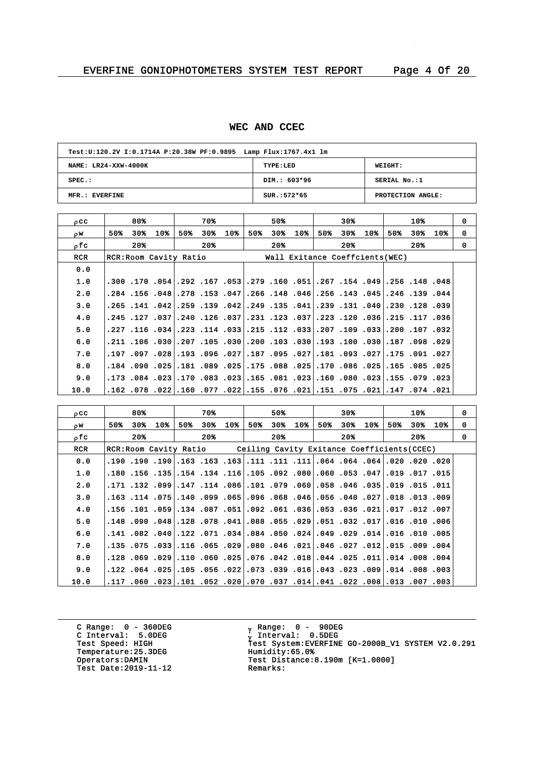## WEC AND CCEC

| Test:U:120.2V I:0.1714A P:20.38W PF:0.9895 Lamp Flux:1767.4x1 lm | | |
|---|---|---|
| NAME: LR24-XXW-4000K | TYPE:LED | WEIGHT: |
| SPEC.: | DIM.: 603*96 | SERIAL No.:1 |
| MFR.: EVERFINE | SUR.:572*65 | PROTECTION ANGLE: |

| $\rho$cc | 80% | | | 70% | | | 50% | | | 30% | | | 10% | | | 0 |
|---|---|---|---|---|---|---|---|---|---|---|---|---|---|---|---|---|
| $\rho$w | 50% | 30% | 10% | 50% | 30% | 10% | 50% | 30% | 10% | 50% | 30% | 10% | 50% | 30% | 10% | 0 |
| $\rho$fc | 20% | | | 20% | | | 20% | | | 20% | | | 20% | | | 0 |
| RCR | RCR:Room Cavity Ratio | | | | | | | Wall Exitance Coeffcients(WEC) | | | | | | | | |
| 0.0 | | | | | | | | | | | | | | | | |
| 1.0 | .300 | .170 | .054 | .292 | .167 | .053 | .279 | .160 | .051 | .267 | .154 | .049 | .256 | .148 | .048 | |
| 2.0 | .284 | .156 | .048 | .278 | .153 | .047 | .266 | .148 | .046 | .256 | .143 | .045 | .246 | .139 | .044 | |
| 3.0 | .265 | .141 | .042 | .259 | .139 | .042 | .249 | .135 | .041 | .239 | .131 | .040 | .230 | .128 | .039 | |
| 4.0 | .245 | .127 | .037 | .240 | .126 | .037 | .231 | .123 | .037 | .223 | .120 | .036 | .215 | .117 | .036 | |
| 5.0 | .227 | .116 | .034 | .223 | .114 | .033 | .215 | .112 | .033 | .207 | .109 | .033 | .200 | .107 | .032 | |
| 6.0 | .211 | .106 | .030 | .207 | .105 | .030 | .200 | .103 | .030 | .193 | .100 | .030 | .187 | .098 | .029 | |
| 7.0 | .197 | .097 | .028 | .193 | .096 | .027 | .187 | .095 | .027 | .181 | .093 | .027 | .175 | .091 | .027 | |
| 8.0 | .184 | .090 | .025 | .181 | .089 | .025 | .175 | .088 | .025 | .170 | .086 | .025 | .165 | .085 | .025 | |
| 9.0 | .173 | .084 | .023 | .170 | .083 | .023 | .165 | .081 | .023 | .160 | .080 | .023 | .155 | .079 | .023 | |
| 10.0 | .162 | .078 | .022 | .160 | .077 | .022 | .155 | .076 | .021 | .151 | .075 | .021 | .147 | .074 | .021 | |

| $\rho$cc | 80% | | | 70% | | | 50% | | | 30% | | | 10% | | | 0 |
|---|---|---|---|---|---|---|---|---|---|---|---|---|---|---|---|---|
| $\rho$w | 50% | 30% | 10% | 50% | 30% | 10% | 50% | 30% | 10% | 50% | 30% | 10% | 50% | 30% | 10% | 0 |
| $\rho$fc | 20% | | | 20% | | | 20% | | | 20% | | | 20% | | | 0 |
| RCR | RCR:Room Cavity Ratio | | | | | | Ceiling Cavity Exitance Coefficients(CCEC) | | | | | | | | | |
| 0.0 | .190 | .190 | .190 | .163 | .163 | .163 | .111 | .111 | .111 | .064 | .064 | .064 | .020 | .020 | .020 | |
| 1.0 | .180 | .156 | .135 | .154 | .134 | .116 | .105 | .092 | .080 | .060 | .053 | .047 | .019 | .017 | .015 | |
| 2.0 | .171 | .132 | .099 | .147 | .114 | .086 | .101 | .079 | .060 | .058 | .046 | .035 | .019 | .015 | .011 | |
| 3.0 | .163 | .114 | .075 | .140 | .099 | .065 | .096 | .068 | .046 | .056 | .040 | .027 | .018 | .013 | .009 | |
| 4.0 | .156 | .101 | .059 | .134 | .087 | .051 | .092 | .061 | .036 | .053 | .036 | .021 | .017 | .012 | .007 | |
| 5.0 | .148 | .090 | .048 | .128 | .078 | .041 | .088 | .055 | .029 | .051 | .032 | .017 | .016 | .010 | .006 | |
| 6.0 | .141 | .082 | .040 | .122 | .071 | .034 | .084 | .050 | .024 | .049 | .029 | .014 | .016 | .010 | .005 | |
| 7.0 | .135 | .075 | .033 | .116 | .065 | .029 | .080 | .046 | .021 | .046 | .027 | .012 | .015 | .009 | .004 | |
| 8.0 | .128 | .069 | .029 | .110 | .060 | .025 | .076 | .042 | .018 | .044 | .025 | .011 | .014 | .008 | .004 | |
| 9.0 | .122 | .064 | .025 | .105 | .056 | .022 | .073 | .039 | .016 | .043 | .023 | .009 | .014 | .008 | .003 | |
| 10.0 | .117 | .060 | .023 | .101 | .052 | .020 | .070 | .037 | .014 | .041 | .022 | .008 | .013 | .007 | .003 | |

C Range: 0 - 360DEG
C Interval: 5.0DEG
Test Speed: HIGH
Temperature:25.3DEG
Operators:DAMIN
Test Date:2019-11-12

$\gamma$ Range: 0 - 90DEG
$\gamma$ Interval: 0.5DEG
Test System:EVERFINE GO-2000B_V1 SYSTEM V2.0.291
Humidity:65.0%
Test Distance:8.190m [K=1.0000]
Remarks: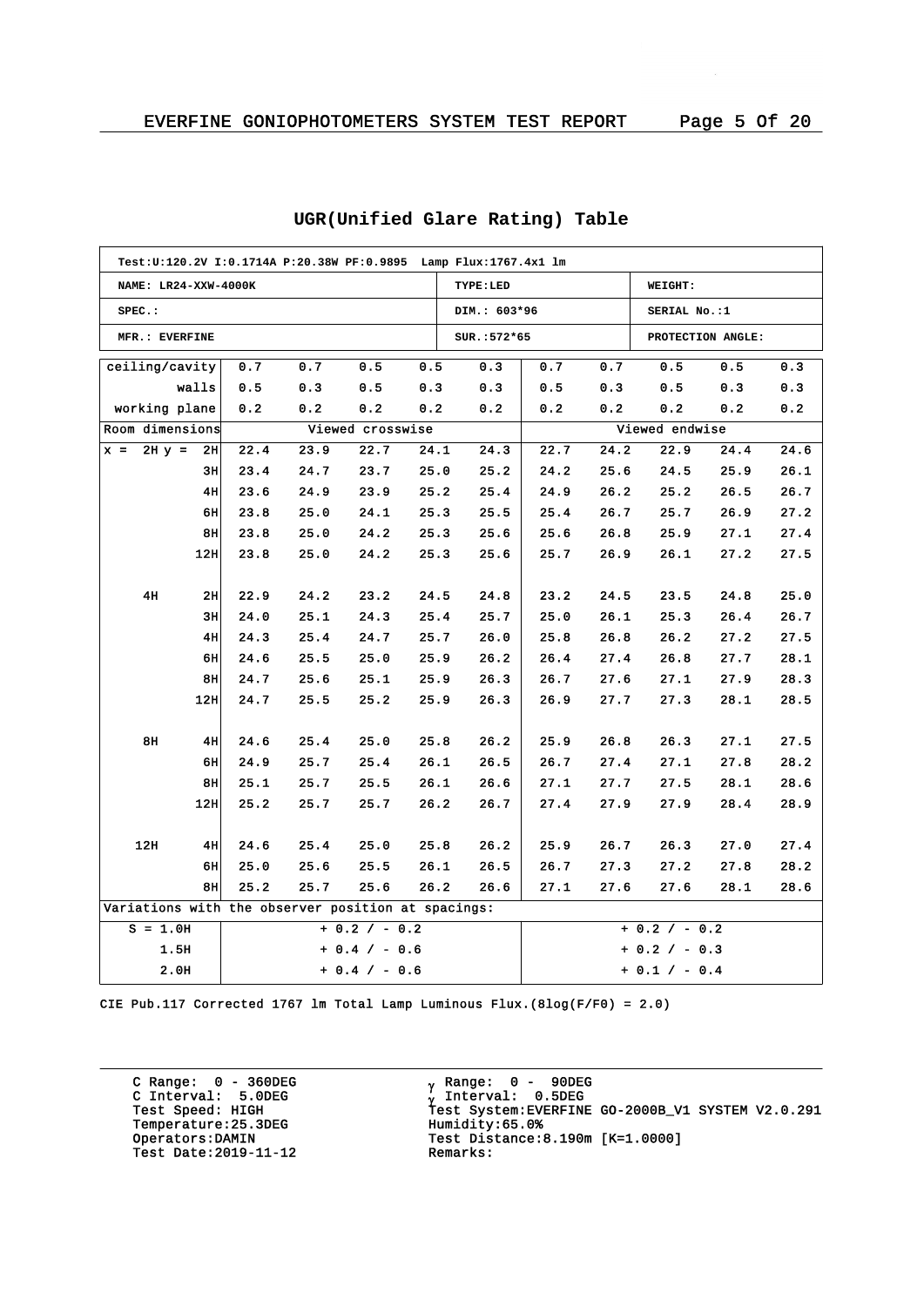## UGR(Unified Glare Rating) Table

| Test:U:120.2V I:0.1714A P:20.38W PF:0.9895 Lamp Flux:1767.4x1 lm | | |
|---|---|---|
| NAME: LR24-XXW-4000K | TYPE:LED | WEIGHT: |
| SPEC.: | DIM.: 603*96 | SERIAL No.:1 |
| MFR.: EVERFINE | SUR.:572*65 | PROTECTION ANGLE: |

| ceiling/cavity | 0.7 | 0.7 | 0.5 | 0.5 | 0.3 | 0.7 | 0.7 | 0.5 | 0.5 | 0.3 |
|---|---|---|---|---|---|---|---|---|---|---|
| walls | 0.5 | 0.3 | 0.5 | 0.3 | 0.3 | 0.5 | 0.3 | 0.5 | 0.3 | 0.3 |
| working plane | 0.2 | 0.2 | 0.2 | 0.2 | 0.2 | 0.2 | 0.2 | 0.2 | 0.2 | 0.2 |
| Room dimensions | Viewed crosswise | | | | | Viewed endwise | | | | |
| x = 2H y = 2H | 22.4 | 23.9 | 22.7 | 24.1 | 24.3 | 22.7 | 24.2 | 22.9 | 24.4 | 24.6 |
| 3H | 23.4 | 24.7 | 23.7 | 25.0 | 25.2 | 24.2 | 25.6 | 24.5 | 25.9 | 26.1 |
| 4H | 23.6 | 24.9 | 23.9 | 25.2 | 25.4 | 24.9 | 26.2 | 25.2 | 26.5 | 26.7 |
| 6H | 23.8 | 25.0 | 24.1 | 25.3 | 25.5 | 25.4 | 26.7 | 25.7 | 26.9 | 27.2 |
| 8H | 23.8 | 25.0 | 24.2 | 25.3 | 25.6 | 25.6 | 26.8 | 25.9 | 27.1 | 27.4 |
| 12H | 23.8 | 25.0 | 24.2 | 25.3 | 25.6 | 25.7 | 26.9 | 26.1 | 27.2 | 27.5 |
| 4H 2H | 22.9 | 24.2 | 23.2 | 24.5 | 24.8 | 23.2 | 24.5 | 23.5 | 24.8 | 25.0 |
| 3H | 24.0 | 25.1 | 24.3 | 25.4 | 25.7 | 25.0 | 26.1 | 25.3 | 26.4 | 26.7 |
| 4H | 24.3 | 25.4 | 24.7 | 25.7 | 26.0 | 25.8 | 26.8 | 26.2 | 27.2 | 27.5 |
| 6H | 24.6 | 25.5 | 25.0 | 25.9 | 26.2 | 26.4 | 27.4 | 26.8 | 27.7 | 28.1 |
| 8H | 24.7 | 25.6 | 25.1 | 25.9 | 26.3 | 26.7 | 27.6 | 27.1 | 27.9 | 28.3 |
| 12H | 24.7 | 25.5 | 25.2 | 25.9 | 26.3 | 26.9 | 27.7 | 27.3 | 28.1 | 28.5 |
| 8H 4H | 24.6 | 25.4 | 25.0 | 25.8 | 26.2 | 25.9 | 26.8 | 26.3 | 27.1 | 27.5 |
| 6H | 24.9 | 25.7 | 25.4 | 26.1 | 26.5 | 26.7 | 27.4 | 27.1 | 27.8 | 28.2 |
| 8H | 25.1 | 25.7 | 25.5 | 26.1 | 26.6 | 27.1 | 27.7 | 27.5 | 28.1 | 28.6 |
| 12H | 25.2 | 25.7 | 25.7 | 26.2 | 26.7 | 27.4 | 27.9 | 27.9 | 28.4 | 28.9 |
| 12H 4H | 24.6 | 25.4 | 25.0 | 25.8 | 26.2 | 25.9 | 26.7 | 26.3 | 27.0 | 27.4 |
| 6H | 25.0 | 25.6 | 25.5 | 26.1 | 26.5 | 26.7 | 27.3 | 27.2 | 27.8 | 28.2 |
| 8H | 25.2 | 25.7 | 25.6 | 26.2 | 26.6 | 27.1 | 27.6 | 27.6 | 28.1 | 28.6 |
| Variations with the observer position at spacings: | | | | | | | | | | |
| S = 1.0H | + 0.2 / - 0.2 | | | | | + 0.2 / - 0.2 | | | | |
| 1.5H | + 0.4 / - 0.6 | | | | | + 0.2 / - 0.3 | | | | |
| 2.0H | + 0.4 / - 0.6 | | | | | + 0.1 / - 0.4 | | | | |

CIE Pub.117 Corrected 1767 lm Total Lamp Luminous Flux.(8log(F/F0) = 2.0)

C Range: 0 - 360DEG
C Interval: 5.0DEG
Test Speed: HIGH
Temperature:25.3DEG
Operators:DAMIN
Test Date:2019-11-12

$\gamma$ Range: 0 - 90DEG
$\gamma$ Interval: 0.5DEG
Test System:EVERFINE GO-2000B_V1 SYSTEM V2.0.291
Humidity:65.0%
Test Distance:8.190m [K=1.0000]
Remarks: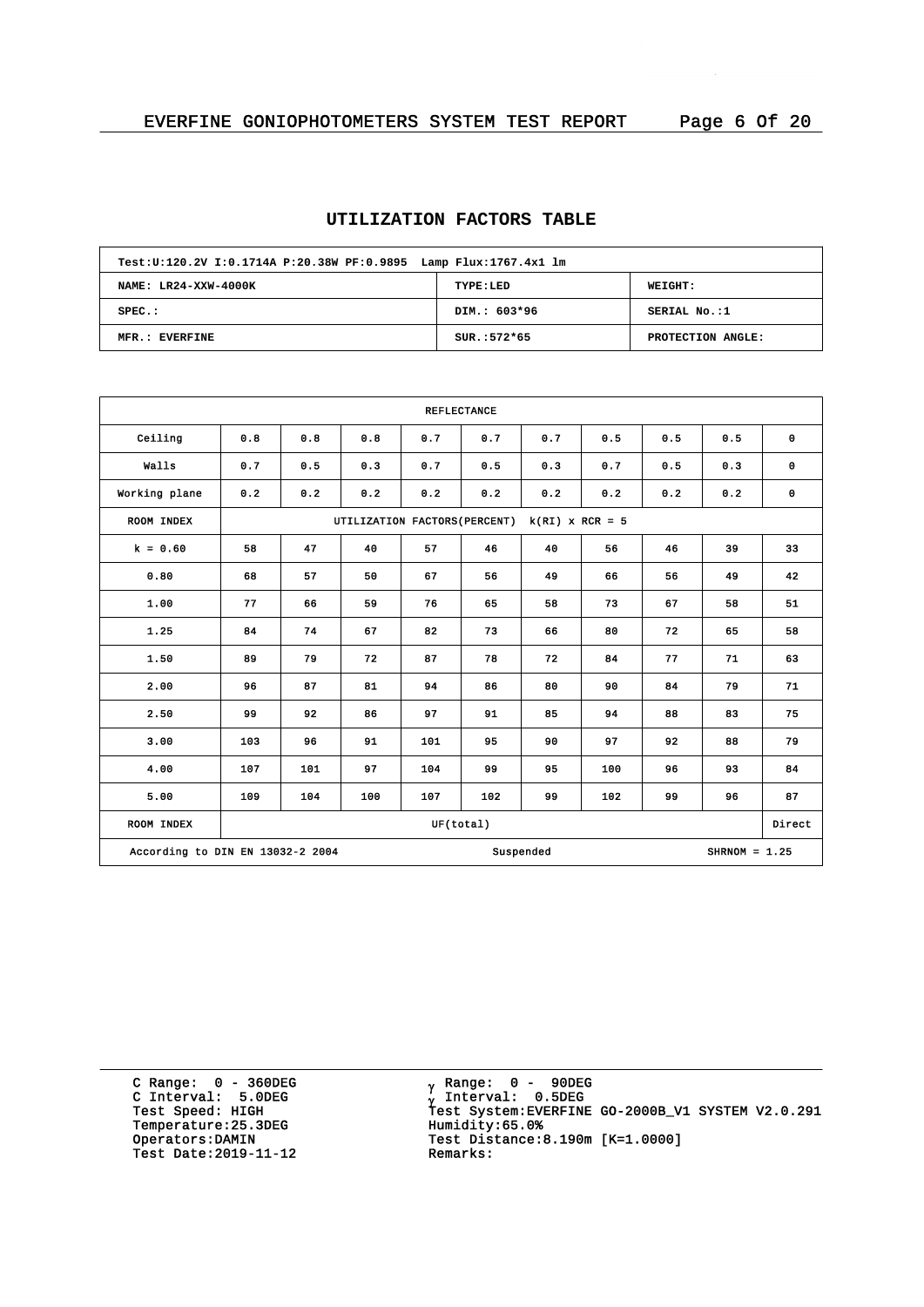## UTILIZATION FACTORS TABLE

| Test:U:120.2V I:0.1714A P:20.38W PF:0.9895 Lamp Flux:1767.4x1 lm | | |
|---|---|---|
| NAME: LR24-XXW-4000K | TYPE:LED | WEIGHT: |
| SPEC.: | DIM.: 603*96 | SERIAL No.:1 |
| MFR.: EVERFINE | SUR.:572*65 | PROTECTION ANGLE: |

| REFLECTANCE | | | | | | | | | | |
|---|---|---|---|---|---|---|---|---|---|---|
| Ceiling | 0.8 | 0.8 | 0.8 | 0.7 | 0.7 | 0.7 | 0.5 | 0.5 | 0.5 | 0 |
| Walls | 0.7 | 0.5 | 0.3 | 0.7 | 0.5 | 0.3 | 0.7 | 0.5 | 0.3 | 0 |
| Working plane | 0.2 | 0.2 | 0.2 | 0.2 | 0.2 | 0.2 | 0.2 | 0.2 | 0.2 | 0 |
| ROOM INDEX | UTILIZATION FACTORS(PERCENT) k(RI) x RCR = 5 | | | | | | | | | |
| k = 0.60 | 58 | 47 | 40 | 57 | 46 | 40 | 56 | 46 | 39 | 33 |
| 0.80 | 68 | 57 | 50 | 67 | 56 | 49 | 66 | 56 | 49 | 42 |
| 1.00 | 77 | 66 | 59 | 76 | 65 | 58 | 73 | 67 | 58 | 51 |
| 1.25 | 84 | 74 | 67 | 82 | 73 | 66 | 80 | 72 | 65 | 58 |
| 1.50 | 89 | 79 | 72 | 87 | 78 | 72 | 84 | 77 | 71 | 63 |
| 2.00 | 96 | 87 | 81 | 94 | 86 | 80 | 90 | 84 | 79 | 71 |
| 2.50 | 99 | 92 | 86 | 97 | 91 | 85 | 94 | 88 | 83 | 75 |
| 3.00 | 103 | 96 | 91 | 101 | 95 | 90 | 97 | 92 | 88 | 79 |
| 4.00 | 107 | 101 | 97 | 104 | 99 | 95 | 100 | 96 | 93 | 84 |
| 5.00 | 109 | 104 | 100 | 107 | 102 | 99 | 102 | 99 | 96 | 87 |
| ROOM INDEX | UF(total) | | | | | | | | | Direct |
| According to DIN EN 13032-2 2004 | | | | Suspended | | | | SHRNOM = 1.25 | | |

C Range: 0 - 360DEG
C Interval: 5.0DEG
Test Speed: HIGH
Temperature:25.3DEG
Operators:DAMIN
Test Date:2019-11-12

γ Range: 0 - 90DEG
γ Interval: 0.5DEG
Test System:EVERFINE GO-2000B_V1 SYSTEM V2.0.291
Humidity:65.0%
Test Distance:8.190m [K=1.0000]
Remarks: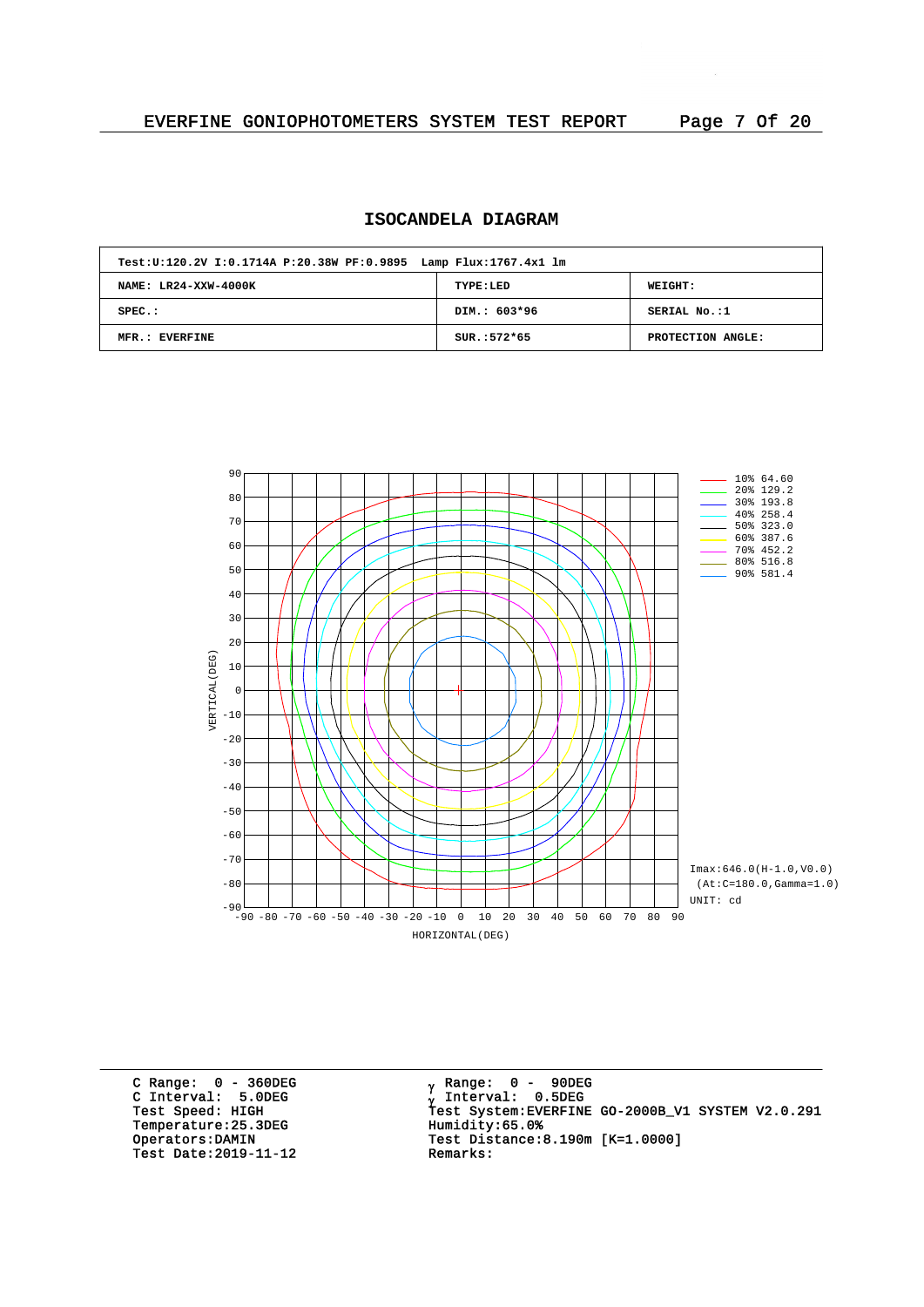# ISOCANDELA DIAGRAM

| Test:U:120.2V I:0.1714A P:20.38W PF:0.9895 Lamp Flux:1767.4x1 lm | | |
|---|---|---|
| NAME: LR24-XXW-4000K | TYPE:LED | WEIGHT: |
| SPEC.: | DIM.: 603*96 | SERIAL No.:1 |
| MFR.: EVERFINE | SUR.:572*65 | PROTECTION ANGLE: |

| Level | cd |
|---|---|
| 10% | 64.60 |
| 20% | 129.2 |
| 30% | 193.8 |
| 40% | 258.4 |
| 50% | 323.0 |
| 60% | 387.6 |
| 70% | 452.2 |
| 80% | 516.8 |
| 90% | 581.4 |

VERTICAL(DEG): -90 to 90

HORIZONTAL(DEG): -90 to 90

Imax:646.0(H-1.0,V0.0)
(At:C=180.0,Gamma=1.0)
UNIT: cd

C Range: 0 - 360DEG
C Interval: 5.0DEG
Test Speed: HIGH
Temperature:25.3DEG
Operators:DAMIN
Test Date:2019-11-12

γ Range: 0 - 90DEG
γ Interval: 0.5DEG
Test System:EVERFINE GO-2000B_V1 SYSTEM V2.0.291
Humidity:65.0%
Test Distance:8.190m [K=1.0000]
Remarks: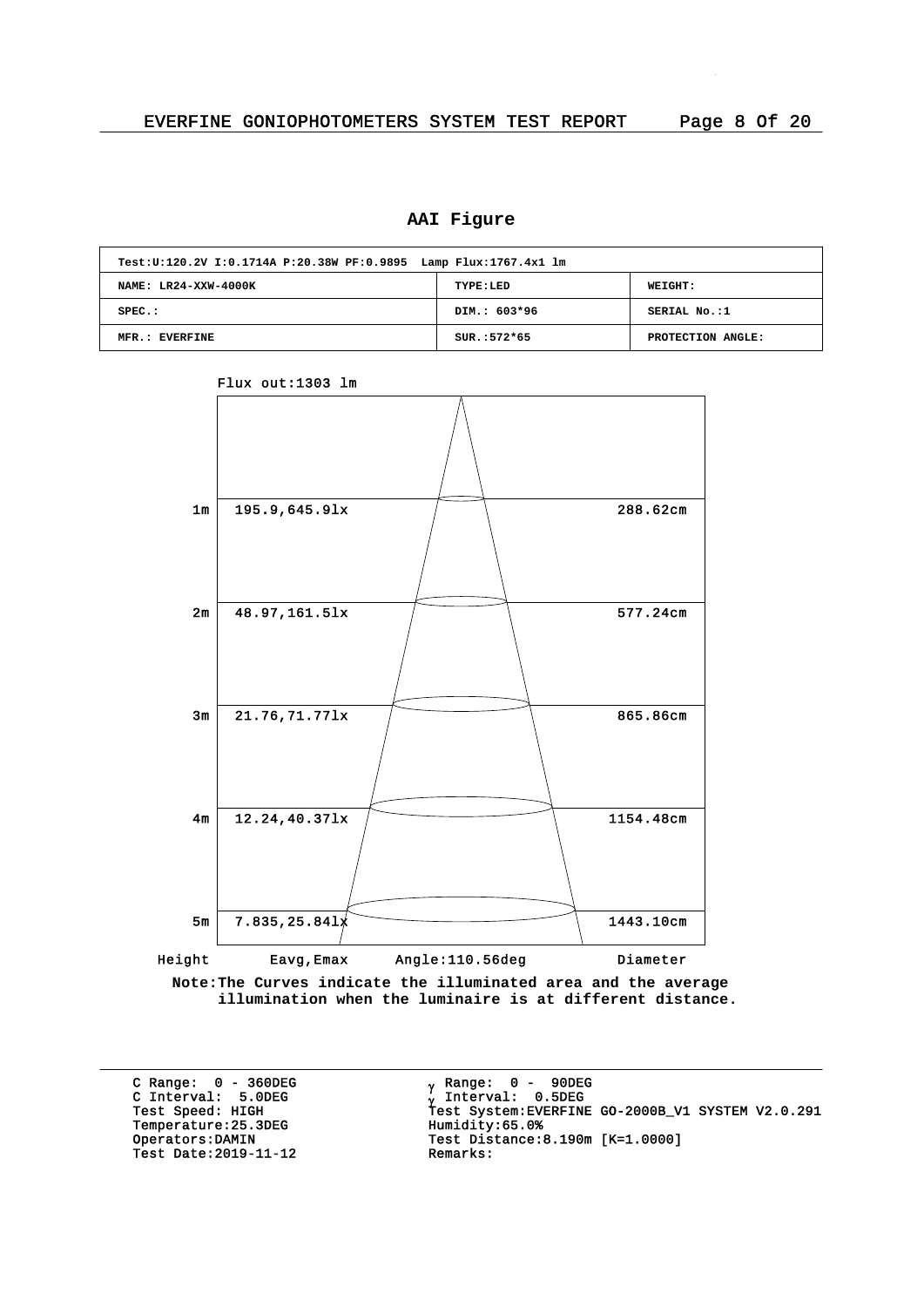## AAI Figure

| Test:U:120.2V I:0.1714A P:20.38W PF:0.9895 Lamp Flux:1767.4x1 lm | | |
|---|---|---|
| NAME: LR24-XXW-4000K | TYPE:LED | WEIGHT: |
| SPEC.: | DIM.: 603*96 | SERIAL No.:1 |
| MFR.: EVERFINE | SUR.:572*65 | PROTECTION ANGLE: |

Flux out:1303 lm

| Height | Eavg,Emax | Diameter |
|---|---|---|
| 1m | 195.9,645.9lx | 288.62cm |
| 2m | 48.97,161.5lx | 577.24cm |
| 3m | 21.76,71.77lx | 865.86cm |
| 4m | 12.24,40.37lx | 1154.48cm |
| 5m | 7.835,25.84lx | 1443.10cm |

Angle:110.56deg

**Note:The Curves indicate the illuminated area and the average illumination when the luminaire is at different distance.**

C Range: 0 - 360DEG
C Interval: 5.0DEG
Test Speed: HIGH
Temperature:25.3DEG
Operators:DAMIN
Test Date:2019-11-12

γ Range: 0 - 90DEG
γ Interval: 0.5DEG
Test System:EVERFINE GO-2000B_V1 SYSTEM V2.0.291
Humidity:65.0%
Test Distance:8.190m [K=1.0000]
Remarks: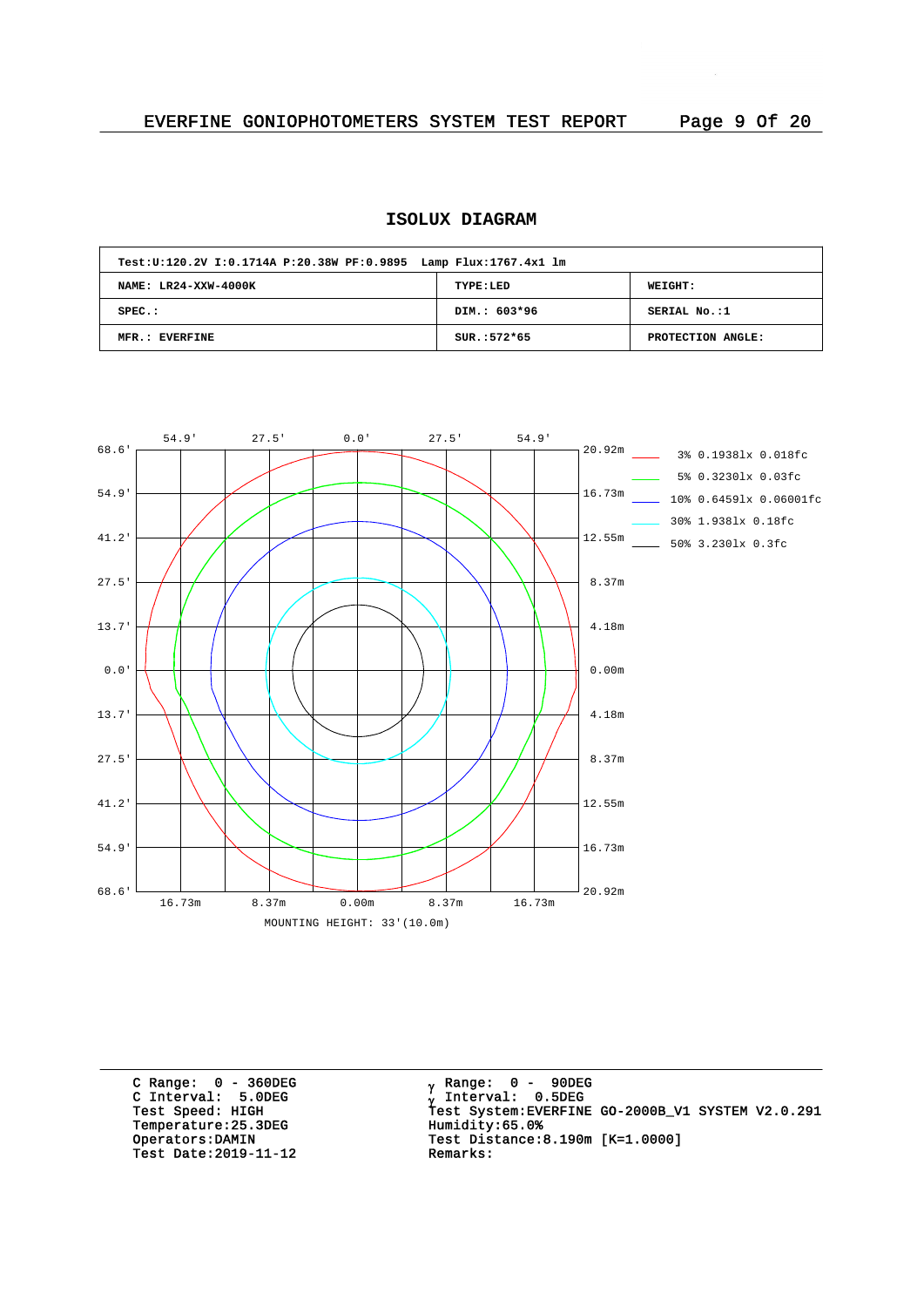## ISOLUX DIAGRAM

| Test:U:120.2V I:0.1714A P:20.38W PF:0.9895 Lamp Flux:1767.4x1 lm | | |
|---|---|---|
| NAME: LR24-XXW-4000K | TYPE:LED | WEIGHT: |
| SPEC.: | DIM.: 603*96 | SERIAL No.:1 |
| MFR.: EVERFINE | SUR.:572*65 | PROTECTION ANGLE: |

54.9' 27.5' 0.0' 27.5' 54.9'

68.6' 54.9' 41.2' 27.5' 13.7' 0.0' 13.7' 27.5' 41.2' 54.9' 68.6'

20.92m 16.73m 12.55m 8.37m 4.18m 0.00m 4.18m 8.37m 12.55m 16.73m 20.92m

16.73m 8.37m 0.00m 8.37m 16.73m

MOUNTING HEIGHT: 33'(10.0m)

- 3% 0.1938lx 0.018fc
- 5% 0.3230lx 0.03fc
- 10% 0.6459lx 0.06001fc
- 30% 1.938lx 0.18fc
- 50% 3.230lx 0.3fc

C Range: 0 - 360DEG
C Interval: 5.0DEG
Test Speed: HIGH
Temperature:25.3DEG
Operators:DAMIN
Test Date:2019-11-12

γ Range: 0 - 90DEG
γ Interval: 0.5DEG
Test System:EVERFINE GO-2000B_V1 SYSTEM V2.0.291
Humidity:65.0%
Test Distance:8.190m [K=1.0000]
Remarks: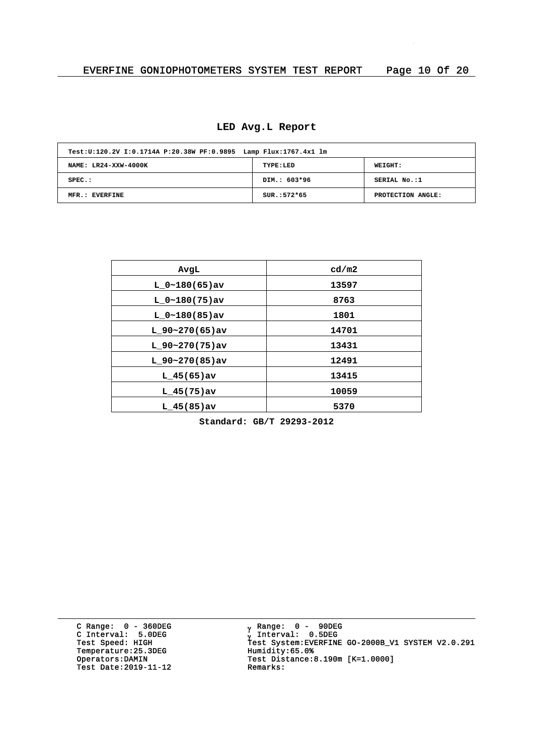## LED Avg.L Report

| Test:U:120.2V I:0.1714A P:20.38W PF:0.9895 Lamp Flux:1767.4x1 lm | | |
|---|---|---|
| NAME: LR24-XXW-4000K | TYPE:LED | WEIGHT: |
| SPEC.: | DIM.: 603*96 | SERIAL No.:1 |
| MFR.: EVERFINE | SUR.:572*65 | PROTECTION ANGLE: |

| AvgL | cd/m2 |
|---|---|
| L_0~180(65)av | 13597 |
| L_0~180(75)av | 8763 |
| L_0~180(85)av | 1801 |
| L_90~270(65)av | 14701 |
| L_90~270(75)av | 13431 |
| L_90~270(85)av | 12491 |
| L_45(65)av | 13415 |
| L_45(75)av | 10059 |
| L_45(85)av | 5370 |

**Standard: GB/T 29293-2012**

C Range: 0 - 360DEG
C Interval: 5.0DEG
Test Speed: HIGH
Temperature:25.3DEG
Operators:DAMIN
Test Date:2019-11-12

γ Range: 0 - 90DEG
γ Interval: 0.5DEG
Test System:EVERFINE GO-2000B_V1 SYSTEM V2.0.291
Humidity:65.0%
Test Distance:8.190m [K=1.0000]
Remarks: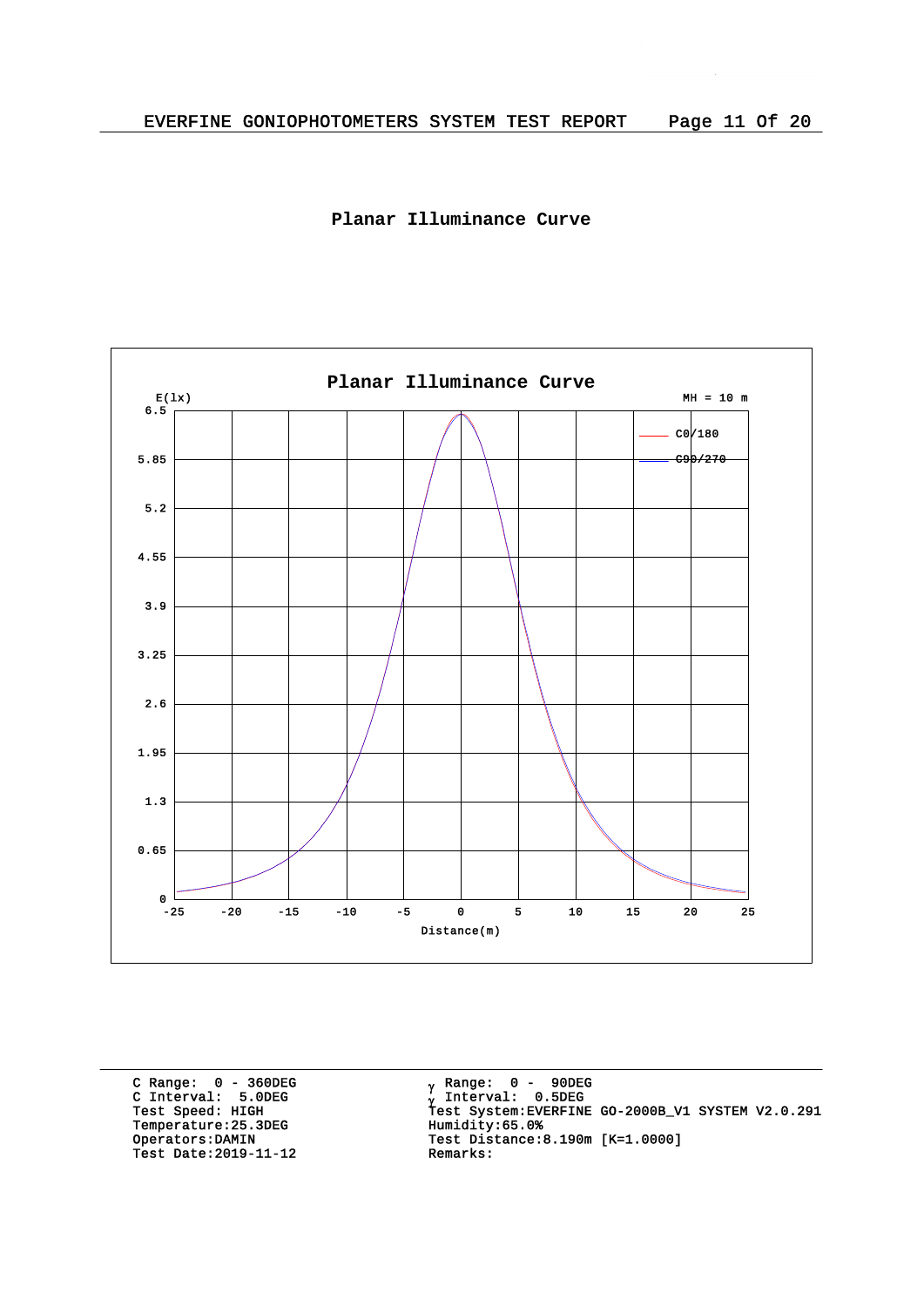## Planar Illuminance Curve

**Planar Illuminance Curve**

E(lx)

MH = 10 m

C0/180

C90/270

Distance(m)

```
C Range:  0 - 360DEG
C Interval:  5.0DEG
Test Speed: HIGH
Temperature:25.3DEG
Operators:DAMIN
Test Date:2019-11-12
```

```
γ Range:  0 -  90DEG
γ Interval:  0.5DEG
Test System:EVERFINE GO-2000B_V1 SYSTEM V2.0.291
Humidity:65.0%
Test Distance:8.190m [K=1.0000]
Remarks:
```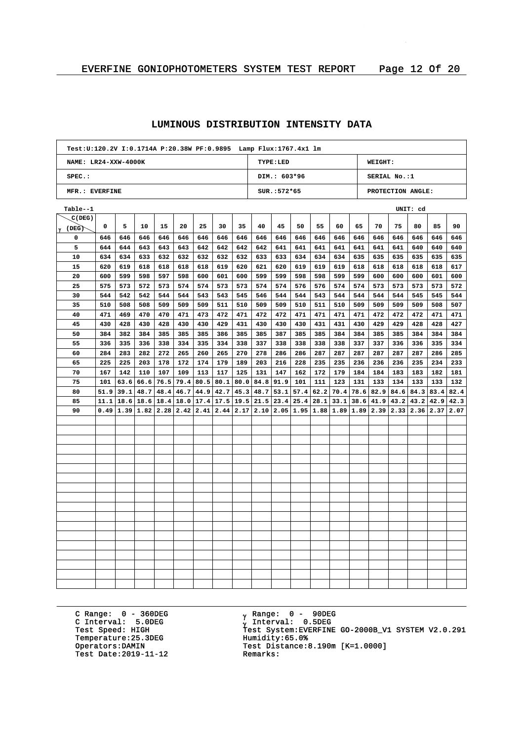## LUMINOUS DISTRIBUTION INTENSITY DATA

| Test:U:120.2V I:0.1714A P:20.38W PF:0.9895 Lamp Flux:1767.4x1 lm | | |
|---|---|---|
| NAME: LR24-XXW-4000K | TYPE:LED | WEIGHT: |
| SPEC.: | DIM.: 603*96 | SERIAL No.:1 |
| MFR.: EVERFINE | SUR.:572*65 | PROTECTION ANGLE: |

Table--1 UNIT: cd

| γ (DEG) \ C(DEG) | 0 | 5 | 10 | 15 | 20 | 25 | 30 | 35 | 40 | 45 | 50 | 55 | 60 | 65 | 70 | 75 | 80 | 85 | 90 |
|---|---|---|---|---|---|---|---|---|---|---|---|---|---|---|---|---|---|---|---|
| 0 | 646 | 646 | 646 | 646 | 646 | 646 | 646 | 646 | 646 | 646 | 646 | 646 | 646 | 646 | 646 | 646 | 646 | 646 | 646 |
| 5 | 644 | 644 | 643 | 643 | 643 | 642 | 642 | 642 | 642 | 641 | 641 | 641 | 641 | 641 | 641 | 641 | 640 | 640 | 640 |
| 10 | 634 | 634 | 633 | 632 | 632 | 632 | 632 | 632 | 633 | 633 | 634 | 634 | 634 | 635 | 635 | 635 | 635 | 635 | 635 |
| 15 | 620 | 619 | 618 | 618 | 618 | 618 | 619 | 620 | 621 | 620 | 619 | 619 | 619 | 618 | 618 | 618 | 618 | 618 | 617 |
| 20 | 600 | 599 | 598 | 597 | 598 | 600 | 601 | 600 | 599 | 599 | 598 | 598 | 599 | 599 | 600 | 600 | 600 | 601 | 600 |
| 25 | 575 | 573 | 572 | 573 | 574 | 574 | 573 | 573 | 574 | 574 | 576 | 576 | 574 | 574 | 573 | 573 | 573 | 573 | 572 |
| 30 | 544 | 542 | 542 | 544 | 544 | 543 | 543 | 545 | 546 | 544 | 544 | 543 | 544 | 544 | 544 | 544 | 545 | 545 | 544 |
| 35 | 510 | 508 | 508 | 509 | 509 | 509 | 511 | 510 | 509 | 509 | 510 | 511 | 510 | 509 | 509 | 509 | 509 | 508 | 507 |
| 40 | 471 | 469 | 470 | 470 | 471 | 473 | 472 | 471 | 472 | 472 | 471 | 471 | 471 | 471 | 472 | 472 | 472 | 471 | 471 |
| 45 | 430 | 428 | 430 | 428 | 430 | 430 | 429 | 431 | 430 | 430 | 430 | 431 | 431 | 430 | 429 | 429 | 428 | 428 | 427 |
| 50 | 384 | 382 | 384 | 385 | 385 | 385 | 386 | 385 | 385 | 387 | 385 | 385 | 384 | 384 | 385 | 385 | 384 | 384 | 384 |
| 55 | 336 | 335 | 336 | 338 | 334 | 335 | 334 | 338 | 337 | 338 | 338 | 338 | 338 | 337 | 337 | 336 | 336 | 335 | 334 |
| 60 | 284 | 283 | 282 | 272 | 265 | 260 | 265 | 270 | 278 | 286 | 286 | 287 | 287 | 287 | 287 | 287 | 287 | 286 | 285 |
| 65 | 225 | 225 | 203 | 178 | 172 | 174 | 179 | 189 | 203 | 216 | 228 | 235 | 235 | 236 | 236 | 236 | 235 | 234 | 233 |
| 70 | 167 | 142 | 110 | 107 | 109 | 113 | 117 | 125 | 131 | 147 | 162 | 172 | 179 | 184 | 184 | 183 | 183 | 182 | 181 |
| 75 | 101 | 63.6 | 66.6 | 76.5 | 79.4 | 80.5 | 80.1 | 80.0 | 84.8 | 91.9 | 101 | 111 | 123 | 131 | 133 | 134 | 133 | 133 | 132 |
| 80 | 51.9 | 39.1 | 48.7 | 48.4 | 46.7 | 44.9 | 42.7 | 45.3 | 48.7 | 53.1 | 57.4 | 62.2 | 70.4 | 78.6 | 82.9 | 84.6 | 84.3 | 83.4 | 82.4 |
| 85 | 11.1 | 18.6 | 18.6 | 18.4 | 18.0 | 17.4 | 17.5 | 19.5 | 21.5 | 23.4 | 25.4 | 28.1 | 33.1 | 38.6 | 41.9 | 43.2 | 43.2 | 42.9 | 42.3 |
| 90 | 0.49 | 1.39 | 1.82 | 2.28 | 2.42 | 2.41 | 2.44 | 2.17 | 2.10 | 2.05 | 1.95 | 1.88 | 1.89 | 1.89 | 2.39 | 2.33 | 2.36 | 2.37 | 2.07 |

C Range: 0 - 360DEG
C Interval: 5.0DEG
Test Speed: HIGH
Temperature:25.3DEG
Operators:DAMIN
Test Date:2019-11-12

γ Range: 0 - 90DEG
γ Interval: 0.5DEG
Test System:EVERFINE GO-2000B_V1 SYSTEM V2.0.291
Humidity:65.0%
Test Distance:8.190m [K=1.0000]
Remarks: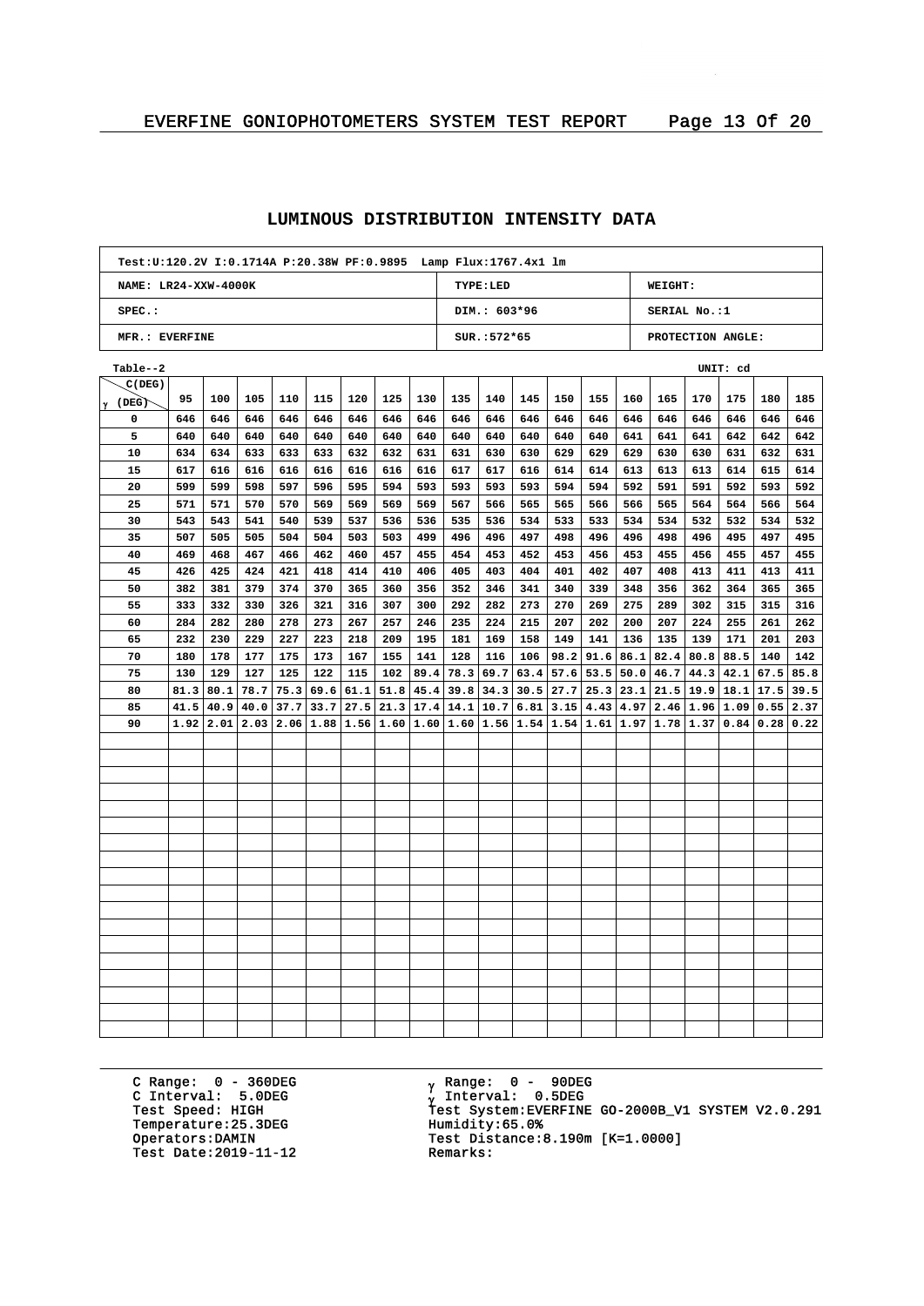## LUMINOUS DISTRIBUTION INTENSITY DATA

| Test:U:120.2V I:0.1714A P:20.38W PF:0.9895 Lamp Flux:1767.4x1 lm | | |
|---|---|---|
| NAME: LR24-XXW-4000K | TYPE:LED | WEIGHT: |
| SPEC.: | DIM.: 603*96 | SERIAL No.:1 |
| MFR.: EVERFINE | SUR.:572*65 | PROTECTION ANGLE: |

Table--2 UNIT: cd

| C(DEG) / γ (DEG) | 95 | 100 | 105 | 110 | 115 | 120 | 125 | 130 | 135 | 140 | 145 | 150 | 155 | 160 | 165 | 170 | 175 | 180 | 185 |
|---|---|---|---|---|---|---|---|---|---|---|---|---|---|---|---|---|---|---|---|
| 0 | 646 | 646 | 646 | 646 | 646 | 646 | 646 | 646 | 646 | 646 | 646 | 646 | 646 | 646 | 646 | 646 | 646 | 646 | 646 |
| 5 | 640 | 640 | 640 | 640 | 640 | 640 | 640 | 640 | 640 | 640 | 640 | 640 | 640 | 641 | 641 | 641 | 642 | 642 | 642 |
| 10 | 634 | 634 | 633 | 633 | 633 | 632 | 632 | 631 | 631 | 630 | 630 | 629 | 629 | 629 | 630 | 630 | 631 | 632 | 631 |
| 15 | 617 | 616 | 616 | 616 | 616 | 616 | 616 | 616 | 617 | 617 | 616 | 614 | 614 | 613 | 613 | 613 | 614 | 615 | 614 |
| 20 | 599 | 599 | 598 | 597 | 596 | 595 | 594 | 593 | 593 | 593 | 593 | 594 | 594 | 592 | 591 | 591 | 592 | 593 | 592 |
| 25 | 571 | 571 | 570 | 570 | 569 | 569 | 569 | 569 | 567 | 566 | 565 | 565 | 566 | 566 | 565 | 564 | 564 | 566 | 564 |
| 30 | 543 | 543 | 541 | 540 | 539 | 537 | 536 | 536 | 535 | 536 | 534 | 533 | 533 | 534 | 534 | 532 | 532 | 534 | 532 |
| 35 | 507 | 505 | 505 | 504 | 504 | 503 | 503 | 499 | 496 | 496 | 497 | 498 | 496 | 496 | 498 | 496 | 495 | 497 | 495 |
| 40 | 469 | 468 | 467 | 466 | 462 | 460 | 457 | 455 | 454 | 453 | 452 | 453 | 456 | 453 | 455 | 456 | 455 | 457 | 455 |
| 45 | 426 | 425 | 424 | 421 | 418 | 414 | 410 | 406 | 405 | 403 | 404 | 401 | 402 | 407 | 408 | 413 | 411 | 413 | 411 |
| 50 | 382 | 381 | 379 | 374 | 370 | 365 | 360 | 356 | 352 | 346 | 341 | 340 | 339 | 348 | 356 | 362 | 364 | 365 | 365 |
| 55 | 333 | 332 | 330 | 326 | 321 | 316 | 307 | 300 | 292 | 282 | 273 | 270 | 269 | 275 | 289 | 302 | 315 | 315 | 316 |
| 60 | 284 | 282 | 280 | 278 | 273 | 267 | 257 | 246 | 235 | 224 | 215 | 207 | 202 | 200 | 207 | 224 | 255 | 261 | 262 |
| 65 | 232 | 230 | 229 | 227 | 223 | 218 | 209 | 195 | 181 | 169 | 158 | 149 | 141 | 136 | 135 | 139 | 171 | 201 | 203 |
| 70 | 180 | 178 | 177 | 175 | 173 | 167 | 155 | 141 | 128 | 116 | 106 | 98.2 | 91.6 | 86.1 | 82.4 | 80.8 | 88.5 | 140 | 142 |
| 75 | 130 | 129 | 127 | 125 | 122 | 115 | 102 | 89.4 | 78.3 | 69.7 | 63.4 | 57.6 | 53.5 | 50.0 | 46.7 | 44.3 | 42.1 | 67.5 | 85.8 |
| 80 | 81.3 | 80.1 | 78.7 | 75.3 | 69.6 | 61.1 | 51.8 | 45.4 | 39.8 | 34.3 | 30.5 | 27.7 | 25.3 | 23.1 | 21.5 | 19.9 | 18.1 | 17.5 | 39.5 |
| 85 | 41.5 | 40.9 | 40.0 | 37.7 | 33.7 | 27.5 | 21.3 | 17.4 | 14.1 | 10.7 | 6.81 | 3.15 | 4.43 | 4.97 | 2.46 | 1.96 | 1.09 | 0.55 | 2.37 |
| 90 | 1.92 | 2.01 | 2.03 | 2.06 | 1.88 | 1.56 | 1.60 | 1.60 | 1.60 | 1.56 | 1.54 | 1.54 | 1.61 | 1.97 | 1.78 | 1.37 | 0.84 | 0.28 | 0.22 |

C Range: 0 - 360DEG
C Interval: 5.0DEG
Test Speed: HIGH
Temperature:25.3DEG
Operators:DAMIN
Test Date:2019-11-12

γ Range: 0 - 90DEG
γ Interval: 0.5DEG
Test System:EVERFINE GO-2000B_V1 SYSTEM V2.0.291
Humidity:65.0%
Test Distance:8.190m [K=1.0000]
Remarks: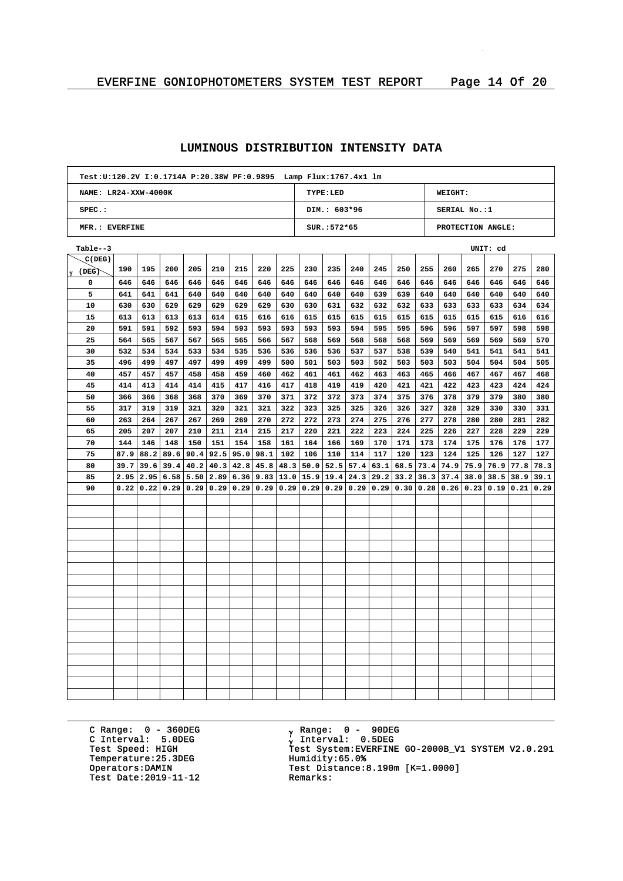# LUMINOUS DISTRIBUTION INTENSITY DATA

| Test:U:120.2V I:0.1714A P:20.38W PF:0.9895 Lamp Flux:1767.4x1 lm | | |
|---|---|---|
| NAME: LR24-XXW-4000K | TYPE:LED | WEIGHT: |
| SPEC.: | DIM.: 603*96 | SERIAL No.:1 |
| MFR.: EVERFINE | SUR.:572*65 | PROTECTION ANGLE: |

Table--3 UNIT: cd

| γ (DEG) \ C(DEG) | 190 | 195 | 200 | 205 | 210 | 215 | 220 | 225 | 230 | 235 | 240 | 245 | 250 | 255 | 260 | 265 | 270 | 275 | 280 |
|---|---|---|---|---|---|---|---|---|---|---|---|---|---|---|---|---|---|---|---|
| 0 | 646 | 646 | 646 | 646 | 646 | 646 | 646 | 646 | 646 | 646 | 646 | 646 | 646 | 646 | 646 | 646 | 646 | 646 | 646 |
| 5 | 641 | 641 | 641 | 640 | 640 | 640 | 640 | 640 | 640 | 640 | 640 | 639 | 639 | 640 | 640 | 640 | 640 | 640 | 640 |
| 10 | 630 | 630 | 629 | 629 | 629 | 629 | 629 | 630 | 630 | 631 | 632 | 632 | 632 | 633 | 633 | 633 | 633 | 634 | 634 |
| 15 | 613 | 613 | 613 | 613 | 614 | 615 | 616 | 616 | 615 | 615 | 615 | 615 | 615 | 615 | 615 | 615 | 615 | 616 | 616 |
| 20 | 591 | 591 | 592 | 593 | 594 | 593 | 593 | 593 | 593 | 593 | 594 | 595 | 595 | 596 | 596 | 597 | 597 | 598 | 598 |
| 25 | 564 | 565 | 567 | 567 | 565 | 565 | 566 | 567 | 568 | 569 | 568 | 568 | 568 | 569 | 569 | 569 | 569 | 569 | 570 |
| 30 | 532 | 534 | 534 | 533 | 534 | 535 | 536 | 536 | 536 | 536 | 537 | 537 | 538 | 539 | 540 | 541 | 541 | 541 | 541 |
| 35 | 496 | 499 | 497 | 497 | 499 | 499 | 499 | 500 | 501 | 503 | 503 | 502 | 503 | 503 | 503 | 504 | 504 | 504 | 505 |
| 40 | 457 | 457 | 457 | 458 | 458 | 459 | 460 | 462 | 461 | 461 | 462 | 463 | 463 | 465 | 466 | 467 | 467 | 467 | 468 |
| 45 | 414 | 413 | 414 | 414 | 415 | 417 | 416 | 417 | 418 | 419 | 419 | 420 | 421 | 421 | 422 | 423 | 423 | 424 | 424 |
| 50 | 366 | 366 | 368 | 368 | 370 | 369 | 370 | 371 | 372 | 372 | 373 | 374 | 375 | 376 | 378 | 379 | 379 | 380 | 380 |
| 55 | 317 | 319 | 319 | 321 | 320 | 321 | 321 | 322 | 323 | 325 | 325 | 326 | 326 | 327 | 328 | 329 | 330 | 330 | 331 |
| 60 | 263 | 264 | 267 | 267 | 269 | 269 | 270 | 272 | 272 | 273 | 274 | 275 | 276 | 277 | 278 | 280 | 280 | 281 | 282 |
| 65 | 205 | 207 | 207 | 210 | 211 | 214 | 215 | 217 | 220 | 221 | 222 | 223 | 224 | 225 | 226 | 227 | 228 | 229 | 229 |
| 70 | 144 | 146 | 148 | 150 | 151 | 154 | 158 | 161 | 164 | 166 | 169 | 170 | 171 | 173 | 174 | 175 | 176 | 176 | 177 |
| 75 | 87.9 | 88.2 | 89.6 | 90.4 | 92.5 | 95.0 | 98.1 | 102 | 106 | 110 | 114 | 117 | 120 | 123 | 124 | 125 | 126 | 127 | 127 |
| 80 | 39.7 | 39.6 | 39.4 | 40.2 | 40.3 | 42.8 | 45.8 | 48.3 | 50.0 | 52.5 | 57.4 | 63.1 | 68.5 | 73.4 | 74.9 | 75.9 | 76.9 | 77.8 | 78.3 |
| 85 | 2.95 | 2.95 | 6.58 | 5.50 | 2.89 | 6.36 | 9.83 | 13.0 | 15.9 | 19.4 | 24.3 | 29.2 | 33.2 | 36.3 | 37.4 | 38.0 | 38.5 | 38.9 | 39.1 |
| 90 | 0.22 | 0.22 | 0.29 | 0.29 | 0.29 | 0.29 | 0.29 | 0.29 | 0.29 | 0.29 | 0.29 | 0.29 | 0.30 | 0.28 | 0.26 | 0.23 | 0.19 | 0.21 | 0.29 |

C Range: 0 - 360DEG
C Interval: 5.0DEG
Test Speed: HIGH
Temperature:25.3DEG
Operators:DAMIN
Test Date:2019-11-12

γ Range: 0 - 90DEG
γ Interval: 0.5DEG
Test System:EVERFINE GO-2000B_V1 SYSTEM V2.0.291
Humidity:65.0%
Test Distance:8.190m [K=1.0000]
Remarks: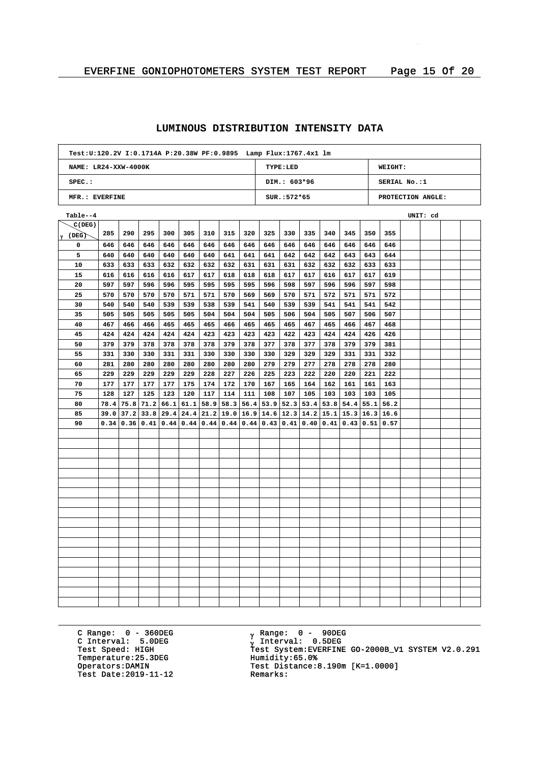## LUMINOUS DISTRIBUTION INTENSITY DATA

| Test:U:120.2V I:0.1714A P:20.38W PF:0.9895 Lamp Flux:1767.4x1 lm | | |
|---|---|---|
| NAME: LR24-XXW-4000K | TYPE:LED | WEIGHT: |
| SPEC.: | DIM.: 603*96 | SERIAL No.:1 |
| MFR.: EVERFINE | SUR.:572*65 | PROTECTION ANGLE: |

Table--4 UNIT: cd

| γ (DEG) \ C(DEG) | 285 | 290 | 295 | 300 | 305 | 310 | 315 | 320 | 325 | 330 | 335 | 340 | 345 | 350 | 355 |
|---|---|---|---|---|---|---|---|---|---|---|---|---|---|---|---|
| 0 | 646 | 646 | 646 | 646 | 646 | 646 | 646 | 646 | 646 | 646 | 646 | 646 | 646 | 646 | 646 |
| 5 | 640 | 640 | 640 | 640 | 640 | 640 | 641 | 641 | 641 | 642 | 642 | 642 | 643 | 643 | 644 |
| 10 | 633 | 633 | 633 | 632 | 632 | 632 | 632 | 631 | 631 | 631 | 632 | 632 | 632 | 633 | 633 |
| 15 | 616 | 616 | 616 | 616 | 617 | 617 | 618 | 618 | 618 | 617 | 617 | 616 | 617 | 617 | 619 |
| 20 | 597 | 597 | 596 | 596 | 595 | 595 | 595 | 595 | 596 | 598 | 597 | 596 | 596 | 597 | 598 |
| 25 | 570 | 570 | 570 | 570 | 571 | 571 | 570 | 569 | 569 | 570 | 571 | 572 | 571 | 571 | 572 |
| 30 | 540 | 540 | 540 | 539 | 539 | 538 | 539 | 541 | 540 | 539 | 539 | 541 | 541 | 541 | 542 |
| 35 | 505 | 505 | 505 | 505 | 505 | 504 | 504 | 504 | 505 | 506 | 504 | 505 | 507 | 506 | 507 |
| 40 | 467 | 466 | 466 | 465 | 465 | 465 | 466 | 465 | 465 | 465 | 467 | 465 | 466 | 467 | 468 |
| 45 | 424 | 424 | 424 | 424 | 424 | 423 | 423 | 423 | 423 | 422 | 423 | 424 | 424 | 426 | 426 |
| 50 | 379 | 379 | 378 | 378 | 378 | 378 | 379 | 378 | 377 | 378 | 377 | 378 | 379 | 379 | 381 |
| 55 | 331 | 330 | 330 | 331 | 331 | 330 | 330 | 330 | 330 | 329 | 329 | 329 | 331 | 331 | 332 |
| 60 | 281 | 280 | 280 | 280 | 280 | 280 | 280 | 280 | 279 | 279 | 277 | 278 | 278 | 278 | 280 |
| 65 | 229 | 229 | 229 | 229 | 229 | 228 | 227 | 226 | 225 | 223 | 222 | 220 | 220 | 221 | 222 |
| 70 | 177 | 177 | 177 | 177 | 175 | 174 | 172 | 170 | 167 | 165 | 164 | 162 | 161 | 161 | 163 |
| 75 | 128 | 127 | 125 | 123 | 120 | 117 | 114 | 111 | 108 | 107 | 105 | 103 | 103 | 103 | 105 |
| 80 | 78.4 | 75.8 | 71.2 | 66.1 | 61.1 | 58.9 | 58.3 | 56.4 | 53.9 | 52.3 | 53.4 | 53.8 | 54.4 | 55.1 | 56.2 |
| 85 | 39.0 | 37.2 | 33.8 | 29.4 | 24.4 | 21.2 | 19.0 | 16.9 | 14.6 | 12.3 | 14.2 | 15.1 | 15.3 | 16.3 | 16.6 |
| 90 | 0.34 | 0.36 | 0.41 | 0.44 | 0.44 | 0.44 | 0.44 | 0.44 | 0.43 | 0.41 | 0.40 | 0.41 | 0.43 | 0.51 | 0.57 |

C Range: 0 - 360DEG
C Interval: 5.0DEG
Test Speed: HIGH
Temperature:25.3DEG
Operators:DAMIN
Test Date:2019-11-12

γ Range: 0 - 90DEG
γ Interval: 0.5DEG
Test System:EVERFINE GO-2000B_V1 SYSTEM V2.0.291
Humidity:65.0%
Test Distance:8.190m [K=1.0000]
Remarks: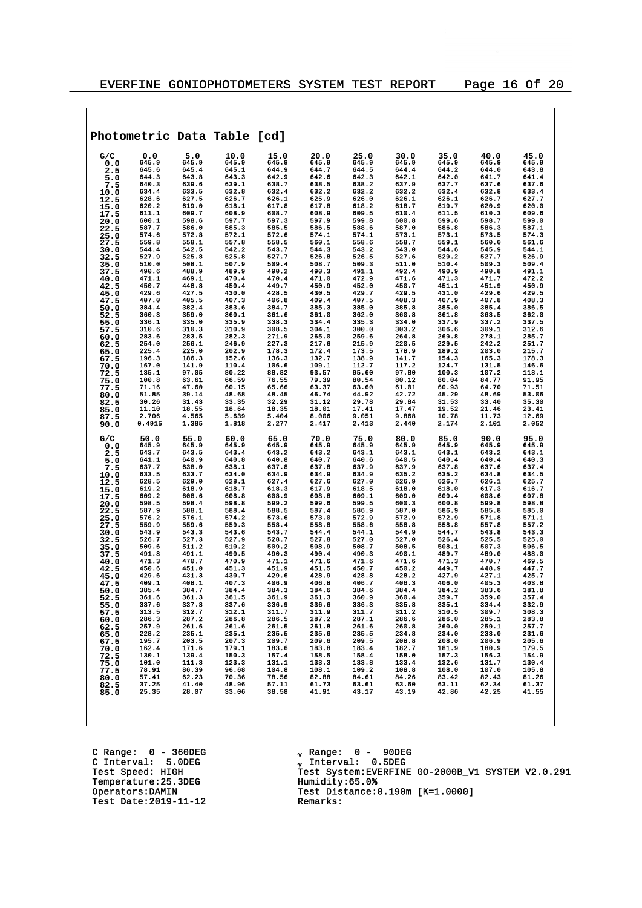## Photometric Data Table [cd]

| G/C | 0.0 | 5.0 | 10.0 | 15.0 | 20.0 | 25.0 | 30.0 | 35.0 | 40.0 | 45.0 |
|---|---|---|---|---|---|---|---|---|---|---|
| 0.0 | 645.9 | 645.9 | 645.9 | 645.9 | 645.9 | 645.9 | 645.9 | 645.9 | 645.9 | 645.9 |
| 2.5 | 645.6 | 645.4 | 645.1 | 644.9 | 644.7 | 644.5 | 644.4 | 644.2 | 644.0 | 643.8 |
| 5.0 | 644.3 | 643.8 | 643.3 | 642.9 | 642.6 | 642.3 | 642.1 | 642.0 | 641.7 | 641.4 |
| 7.5 | 640.3 | 639.6 | 639.1 | 638.7 | 638.5 | 638.2 | 637.9 | 637.7 | 637.6 | 637.6 |
| 10.0 | 634.4 | 633.5 | 632.8 | 632.4 | 632.2 | 632.2 | 632.2 | 632.4 | 632.8 | 633.4 |
| 12.5 | 628.6 | 627.5 | 626.7 | 626.1 | 625.9 | 626.0 | 626.1 | 626.1 | 626.7 | 627.7 |
| 15.0 | 620.2 | 619.0 | 618.1 | 617.8 | 617.8 | 618.2 | 618.7 | 619.7 | 620.9 | 620.0 |
| 17.5 | 611.1 | 609.7 | 608.9 | 608.7 | 608.9 | 609.5 | 610.4 | 611.5 | 610.3 | 609.6 |
| 20.0 | 600.1 | 598.6 | 597.7 | 597.3 | 597.9 | 599.8 | 600.8 | 599.6 | 598.7 | 599.0 |
| 22.5 | 587.7 | 586.0 | 585.3 | 585.5 | 586.5 | 588.6 | 587.0 | 586.8 | 586.3 | 587.1 |
| 25.0 | 574.6 | 572.8 | 572.1 | 572.6 | 574.1 | 574.1 | 573.1 | 573.1 | 573.5 | 574.3 |
| 27.5 | 559.8 | 558.1 | 557.8 | 558.5 | 560.1 | 558.6 | 558.7 | 559.1 | 560.0 | 561.6 |
| 30.0 | 544.4 | 542.5 | 542.2 | 543.7 | 544.3 | 543.2 | 543.0 | 544.6 | 545.9 | 544.1 |
| 32.5 | 527.9 | 525.8 | 525.8 | 527.7 | 526.8 | 526.5 | 527.6 | 529.2 | 527.7 | 526.9 |
| 35.0 | 510.0 | 508.1 | 507.9 | 509.4 | 508.7 | 509.3 | 511.0 | 510.4 | 509.3 | 509.4 |
| 37.5 | 490.6 | 488.9 | 489.9 | 490.2 | 490.3 | 491.1 | 492.4 | 490.9 | 490.8 | 491.1 |
| 40.0 | 471.1 | 469.1 | 470.4 | 470.4 | 471.0 | 472.9 | 471.6 | 471.3 | 471.7 | 472.2 |
| 42.5 | 450.7 | 448.8 | 450.4 | 449.7 | 450.9 | 452.0 | 450.7 | 451.1 | 451.9 | 450.9 |
| 45.0 | 429.6 | 427.5 | 430.0 | 428.5 | 430.5 | 429.7 | 429.5 | 431.0 | 429.6 | 429.5 |
| 47.5 | 407.0 | 405.5 | 407.3 | 406.8 | 409.4 | 407.5 | 408.3 | 407.9 | 407.8 | 408.3 |
| 50.0 | 384.4 | 382.4 | 383.6 | 384.7 | 385.3 | 385.0 | 385.8 | 385.0 | 385.4 | 386.5 |
| 52.5 | 360.3 | 359.0 | 360.1 | 361.6 | 361.0 | 362.0 | 360.8 | 361.8 | 363.5 | 362.0 |
| 55.0 | 336.1 | 335.0 | 335.9 | 338.3 | 334.4 | 335.3 | 334.0 | 337.9 | 337.2 | 337.5 |
| 57.5 | 310.6 | 310.3 | 310.9 | 308.5 | 304.1 | 300.0 | 303.2 | 306.6 | 309.1 | 312.6 |
| 60.0 | 283.6 | 283.5 | 282.3 | 271.9 | 265.0 | 259.6 | 264.8 | 269.8 | 278.1 | 285.7 |
| 62.5 | 254.0 | 256.1 | 246.9 | 227.3 | 217.6 | 215.9 | 220.5 | 229.5 | 242.2 | 251.7 |
| 65.0 | 225.4 | 225.0 | 202.9 | 178.3 | 172.4 | 173.5 | 178.9 | 189.2 | 203.0 | 215.7 |
| 67.5 | 196.3 | 186.3 | 152.6 | 136.3 | 132.7 | 138.9 | 141.7 | 154.3 | 165.3 | 178.3 |
| 70.0 | 167.0 | 141.9 | 110.4 | 106.6 | 109.1 | 112.7 | 117.2 | 124.7 | 131.5 | 146.6 |
| 72.5 | 135.1 | 97.05 | 80.22 | 88.82 | 93.57 | 95.60 | 97.80 | 100.3 | 107.2 | 118.1 |
| 75.0 | 100.8 | 63.61 | 66.59 | 76.55 | 79.39 | 80.54 | 80.12 | 80.04 | 84.77 | 91.95 |
| 77.5 | 71.16 | 47.60 | 60.15 | 65.66 | 63.37 | 63.60 | 61.01 | 60.93 | 64.70 | 71.51 |
| 80.0 | 51.85 | 39.14 | 48.68 | 48.45 | 46.74 | 44.92 | 42.72 | 45.29 | 48.69 | 53.06 |
| 82.5 | 30.26 | 31.43 | 33.35 | 32.29 | 31.12 | 29.78 | 29.84 | 31.53 | 33.40 | 35.30 |
| 85.0 | 11.10 | 18.55 | 18.64 | 18.35 | 18.01 | 17.41 | 17.47 | 19.52 | 21.46 | 23.41 |
| 87.5 | 2.706 | 4.565 | 5.639 | 5.404 | 8.006 | 9.051 | 9.868 | 10.78 | 11.73 | 12.69 |
| 90.0 | 0.4915 | 1.385 | 1.818 | 2.277 | 2.417 | 2.413 | 2.440 | 2.174 | 2.101 | 2.052 |

| G/C | 50.0 | 55.0 | 60.0 | 65.0 | 70.0 | 75.0 | 80.0 | 85.0 | 90.0 | 95.0 |
|---|---|---|---|---|---|---|---|---|---|---|
| 0.0 | 645.9 | 645.9 | 645.9 | 645.9 | 645.9 | 645.9 | 645.9 | 645.9 | 645.9 | 645.9 |
| 2.5 | 643.7 | 643.5 | 643.4 | 643.2 | 643.2 | 643.1 | 643.1 | 643.1 | 643.2 | 643.1 |
| 5.0 | 641.1 | 640.9 | 640.8 | 640.8 | 640.7 | 640.6 | 640.5 | 640.4 | 640.4 | 640.3 |
| 7.5 | 637.7 | 638.0 | 638.1 | 637.8 | 637.8 | 637.9 | 637.9 | 637.8 | 637.6 | 637.4 |
| 10.0 | 633.5 | 633.7 | 634.0 | 634.9 | 634.9 | 634.9 | 635.2 | 635.2 | 634.8 | 634.5 |
| 12.5 | 628.5 | 629.0 | 628.1 | 627.4 | 627.6 | 627.0 | 626.9 | 626.7 | 626.1 | 625.7 |
| 15.0 | 619.2 | 618.9 | 618.7 | 618.3 | 617.9 | 618.5 | 618.0 | 618.0 | 617.3 | 616.7 |
| 17.5 | 609.2 | 608.6 | 608.8 | 608.9 | 608.8 | 609.1 | 609.0 | 609.4 | 608.6 | 607.8 |
| 20.0 | 598.5 | 598.4 | 598.8 | 599.2 | 599.6 | 599.5 | 600.3 | 600.8 | 599.8 | 598.8 |
| 22.5 | 587.9 | 588.1 | 588.4 | 588.5 | 587.4 | 586.9 | 587.0 | 586.9 | 585.8 | 585.0 |
| 25.0 | 576.2 | 576.1 | 574.2 | 573.6 | 573.0 | 572.9 | 572.9 | 572.9 | 571.8 | 571.1 |
| 27.5 | 559.9 | 559.6 | 559.3 | 558.4 | 558.8 | 558.6 | 558.8 | 558.8 | 557.8 | 557.2 |
| 30.0 | 543.9 | 543.3 | 543.6 | 543.7 | 544.4 | 544.1 | 544.9 | 544.7 | 543.8 | 543.3 |
| 32.5 | 526.7 | 527.3 | 527.9 | 528.7 | 527.8 | 527.0 | 527.0 | 526.4 | 525.5 | 525.0 |
| 35.0 | 509.6 | 511.2 | 510.2 | 509.2 | 508.9 | 508.7 | 508.5 | 508.1 | 507.3 | 506.5 |
| 37.5 | 491.8 | 491.1 | 490.5 | 490.3 | 490.4 | 490.3 | 490.1 | 489.7 | 489.0 | 488.0 |
| 40.0 | 471.3 | 470.7 | 470.9 | 471.1 | 471.6 | 471.6 | 471.6 | 471.3 | 470.7 | 469.5 |
| 42.5 | 450.6 | 451.0 | 451.3 | 451.9 | 451.5 | 450.7 | 450.2 | 449.7 | 448.9 | 447.7 |
| 45.0 | 429.6 | 431.3 | 430.7 | 429.6 | 428.9 | 428.8 | 428.2 | 427.9 | 427.1 | 425.7 |
| 47.5 | 409.1 | 408.1 | 407.3 | 406.9 | 406.8 | 406.7 | 406.3 | 406.0 | 405.3 | 403.8 |
| 50.0 | 385.4 | 384.7 | 384.4 | 384.3 | 384.6 | 384.6 | 384.4 | 384.2 | 383.6 | 381.8 |
| 52.5 | 361.6 | 361.3 | 361.5 | 361.9 | 361.3 | 360.9 | 360.4 | 359.7 | 359.0 | 357.4 |
| 55.0 | 337.6 | 337.8 | 337.6 | 336.9 | 336.6 | 336.3 | 335.8 | 335.1 | 334.4 | 332.9 |
| 57.5 | 313.5 | 312.7 | 312.1 | 311.7 | 311.9 | 311.7 | 311.2 | 310.5 | 309.7 | 308.3 |
| 60.0 | 286.3 | 287.2 | 286.8 | 286.5 | 287.2 | 287.1 | 286.6 | 286.0 | 285.1 | 283.8 |
| 62.5 | 257.9 | 261.6 | 261.6 | 261.5 | 261.8 | 261.6 | 260.8 | 260.0 | 259.1 | 257.7 |
| 65.0 | 228.2 | 235.1 | 235.1 | 235.5 | 235.6 | 235.5 | 234.8 | 234.0 | 233.0 | 231.6 |
| 67.5 | 195.7 | 203.5 | 207.3 | 209.7 | 209.6 | 209.5 | 208.8 | 208.0 | 206.9 | 205.6 |
| 70.0 | 162.4 | 171.6 | 179.1 | 183.6 | 183.8 | 183.4 | 182.7 | 181.9 | 180.9 | 179.5 |
| 72.5 | 130.1 | 139.4 | 150.3 | 157.4 | 158.5 | 158.4 | 158.0 | 157.3 | 156.3 | 154.9 |
| 75.0 | 101.0 | 111.3 | 123.3 | 131.1 | 133.3 | 133.8 | 133.4 | 132.6 | 131.7 | 130.4 |
| 77.5 | 78.91 | 86.39 | 96.68 | 104.8 | 108.1 | 109.2 | 108.8 | 108.0 | 107.0 | 105.8 |
| 80.0 | 57.41 | 62.23 | 70.36 | 78.56 | 82.88 | 84.61 | 84.26 | 83.42 | 82.43 | 81.26 |
| 82.5 | 37.25 | 41.40 | 48.96 | 57.11 | 61.73 | 63.61 | 63.60 | 63.11 | 62.34 | 61.37 |
| 85.0 | 25.35 | 28.07 | 33.06 | 38.58 | 41.91 | 43.17 | 43.19 | 42.86 | 42.25 | 41.55 |

C Range: 0 - 360DEG
C Interval: 5.0DEG
Test Speed: HIGH
Temperature:25.3DEG
Operators:DAMIN
Test Date:2019-11-12

$\gamma$ Range: 0 - 90DEG
$\gamma$ Interval: 0.5DEG
Test System:EVERFINE GO-2000B_V1 SYSTEM V2.0.291
Humidity:65.0%
Test Distance:8.190m [K=1.0000]
Remarks: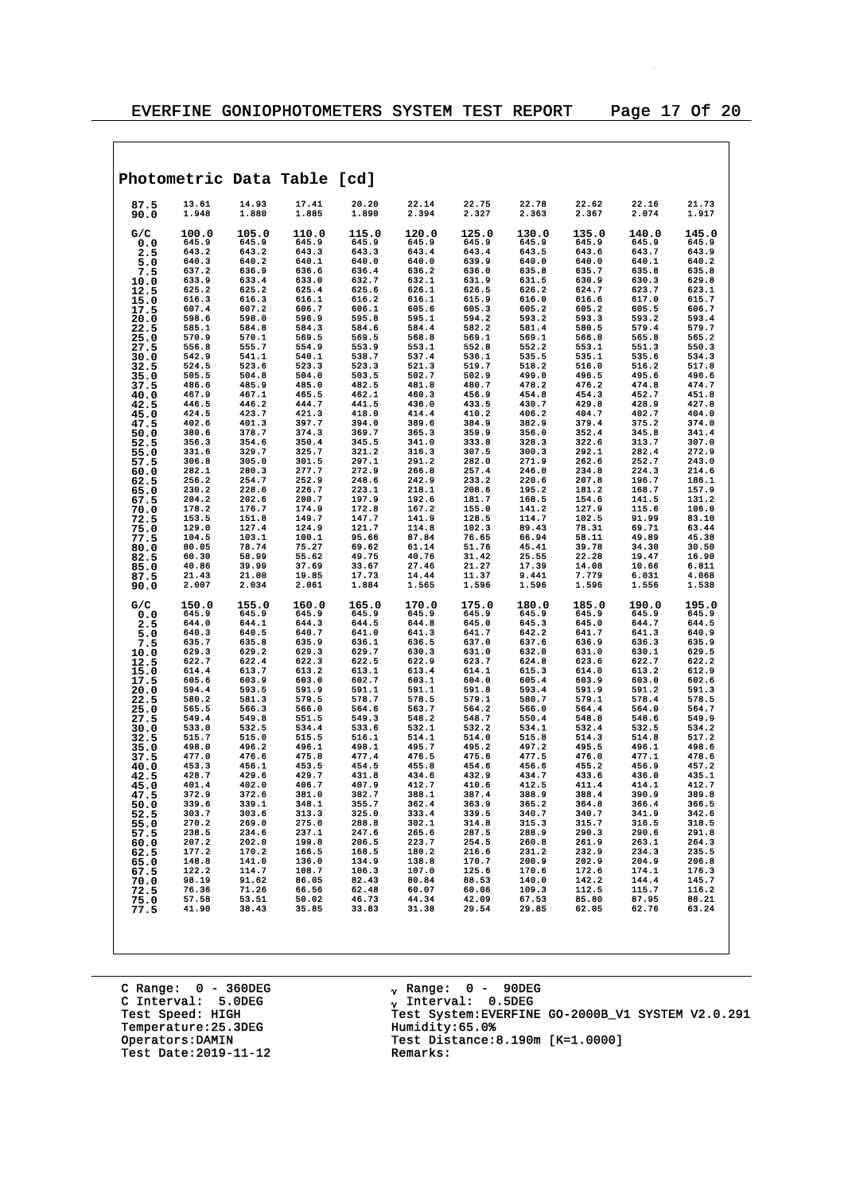## Photometric Data Table [cd]

| | | | | | | | | | | |
|---|---|---|---|---|---|---|---|---|---|---|
| 87.5 | 13.61 | 14.93 | 17.41 | 20.20 | 22.14 | 22.75 | 22.78 | 22.62 | 22.16 | 21.73 |
| 90.0 | 1.948 | 1.880 | 1.885 | 1.890 | 2.394 | 2.327 | 2.363 | 2.367 | 2.074 | 1.917 |

| G/C | 100.0 | 105.0 | 110.0 | 115.0 | 120.0 | 125.0 | 130.0 | 135.0 | 140.0 | 145.0 |
|---|---|---|---|---|---|---|---|---|---|---|
| 0.0 | 645.9 | 645.9 | 645.9 | 645.9 | 645.9 | 645.9 | 645.9 | 645.9 | 645.9 | 645.9 |
| 2.5 | 643.2 | 643.2 | 643.3 | 643.3 | 643.4 | 643.4 | 643.5 | 643.6 | 643.7 | 643.9 |
| 5.0 | 640.3 | 640.2 | 640.1 | 640.0 | 640.0 | 639.9 | 640.0 | 640.0 | 640.1 | 640.2 |
| 7.5 | 637.2 | 636.9 | 636.6 | 636.4 | 636.2 | 636.0 | 635.8 | 635.7 | 635.8 | 635.8 |
| 10.0 | 633.9 | 633.4 | 633.0 | 632.7 | 632.1 | 631.9 | 631.5 | 630.9 | 630.3 | 629.8 |
| 12.5 | 625.2 | 625.2 | 625.4 | 625.6 | 626.1 | 626.5 | 626.2 | 624.7 | 623.7 | 623.1 |
| 15.0 | 616.3 | 616.3 | 616.1 | 616.2 | 616.1 | 615.9 | 616.0 | 616.6 | 617.0 | 615.7 |
| 17.5 | 607.4 | 607.2 | 606.7 | 606.1 | 605.6 | 605.3 | 605.2 | 605.2 | 605.5 | 606.7 |
| 20.0 | 598.6 | 598.0 | 596.9 | 595.8 | 595.1 | 594.2 | 593.2 | 593.3 | 593.2 | 593.4 |
| 22.5 | 585.1 | 584.8 | 584.3 | 584.6 | 584.4 | 582.2 | 581.4 | 580.5 | 579.4 | 579.7 |
| 25.0 | 570.9 | 570.1 | 569.5 | 569.5 | 568.8 | 569.1 | 569.1 | 566.8 | 565.8 | 565.2 |
| 27.5 | 556.8 | 555.7 | 554.9 | 553.9 | 553.1 | 552.8 | 552.2 | 553.1 | 551.3 | 550.3 |
| 30.0 | 542.9 | 541.1 | 540.1 | 538.7 | 537.4 | 536.1 | 535.5 | 535.1 | 535.6 | 534.3 |
| 32.5 | 524.5 | 523.6 | 523.3 | 523.3 | 521.3 | 519.7 | 518.2 | 516.0 | 516.2 | 517.8 |
| 35.0 | 505.5 | 504.8 | 504.0 | 503.5 | 502.7 | 502.9 | 499.0 | 496.5 | 495.6 | 496.6 |
| 37.5 | 486.6 | 485.9 | 485.0 | 482.5 | 481.8 | 480.7 | 478.2 | 476.2 | 474.8 | 474.7 |
| 40.0 | 467.9 | 467.1 | 465.5 | 462.1 | 460.3 | 456.9 | 454.8 | 454.3 | 452.7 | 451.8 |
| 42.5 | 446.5 | 446.2 | 444.7 | 441.5 | 438.0 | 433.5 | 430.7 | 429.8 | 428.9 | 427.8 |
| 45.0 | 424.5 | 423.7 | 421.3 | 418.0 | 414.4 | 410.2 | 406.2 | 404.7 | 402.7 | 404.0 |
| 47.5 | 402.6 | 401.3 | 397.7 | 394.0 | 389.6 | 384.9 | 382.9 | 379.4 | 375.2 | 374.0 |
| 50.0 | 380.6 | 378.7 | 374.3 | 369.7 | 365.3 | 359.9 | 356.0 | 352.4 | 345.8 | 341.4 |
| 52.5 | 356.3 | 354.6 | 350.4 | 345.5 | 341.0 | 333.8 | 328.3 | 322.6 | 313.7 | 307.0 |
| 55.0 | 331.6 | 329.7 | 325.7 | 321.2 | 316.3 | 307.5 | 300.3 | 292.1 | 282.4 | 272.9 |
| 57.5 | 306.8 | 305.0 | 301.5 | 297.1 | 291.2 | 282.0 | 271.9 | 262.6 | 252.7 | 243.0 |
| 60.0 | 282.1 | 280.3 | 277.7 | 272.9 | 266.8 | 257.4 | 246.0 | 234.8 | 224.3 | 214.6 |
| 62.5 | 256.2 | 254.7 | 252.9 | 248.6 | 242.9 | 233.2 | 220.6 | 207.8 | 196.7 | 186.1 |
| 65.0 | 230.2 | 228.6 | 226.7 | 223.1 | 218.1 | 208.6 | 195.2 | 181.2 | 168.7 | 157.9 |
| 67.5 | 204.2 | 202.6 | 200.7 | 197.9 | 192.6 | 181.7 | 168.5 | 154.6 | 141.5 | 131.2 |
| 70.0 | 178.2 | 176.7 | 174.9 | 172.8 | 167.2 | 155.0 | 141.2 | 127.9 | 115.6 | 106.0 |
| 72.5 | 153.5 | 151.8 | 149.7 | 147.7 | 141.9 | 128.5 | 114.7 | 102.5 | 91.99 | 83.10 |
| 75.0 | 129.0 | 127.4 | 124.9 | 121.7 | 114.8 | 102.3 | 89.43 | 78.31 | 69.71 | 63.44 |
| 77.5 | 104.5 | 103.1 | 100.1 | 95.66 | 87.84 | 76.65 | 66.94 | 58.11 | 49.89 | 45.38 |
| 80.0 | 80.05 | 78.74 | 75.27 | 69.62 | 61.14 | 51.76 | 45.41 | 39.78 | 34.30 | 30.50 |
| 82.5 | 60.30 | 58.99 | 55.62 | 49.75 | 40.76 | 31.42 | 25.55 | 22.28 | 19.47 | 16.90 |
| 85.0 | 40.86 | 39.99 | 37.69 | 33.67 | 27.46 | 21.27 | 17.39 | 14.08 | 10.66 | 6.811 |
| 87.5 | 21.43 | 21.00 | 19.85 | 17.73 | 14.44 | 11.37 | 9.441 | 7.779 | 6.031 | 4.068 |
| 90.0 | 2.007 | 2.034 | 2.061 | 1.884 | 1.565 | 1.596 | 1.596 | 1.596 | 1.556 | 1.538 |

| G/C | 150.0 | 155.0 | 160.0 | 165.0 | 170.0 | 175.0 | 180.0 | 185.0 | 190.0 | 195.0 |
|---|---|---|---|---|---|---|---|---|---|---|
| 0.0 | 645.9 | 645.9 | 645.9 | 645.9 | 645.9 | 645.9 | 645.9 | 645.9 | 645.9 | 645.9 |
| 2.5 | 644.0 | 644.1 | 644.3 | 644.5 | 644.8 | 645.0 | 645.3 | 645.0 | 644.7 | 644.5 |
| 5.0 | 640.3 | 640.5 | 640.7 | 641.0 | 641.3 | 641.7 | 642.2 | 641.7 | 641.3 | 640.9 |
| 7.5 | 635.7 | 635.8 | 635.9 | 636.1 | 636.5 | 637.0 | 637.6 | 636.9 | 636.3 | 635.9 |
| 10.0 | 629.3 | 629.2 | 629.3 | 629.7 | 630.3 | 631.0 | 632.0 | 631.0 | 630.1 | 629.5 |
| 12.5 | 622.7 | 622.4 | 622.3 | 622.5 | 622.9 | 623.7 | 624.8 | 623.6 | 622.7 | 622.2 |
| 15.0 | 614.4 | 613.7 | 613.2 | 613.1 | 613.4 | 614.1 | 615.3 | 614.0 | 613.2 | 612.9 |
| 17.5 | 605.6 | 603.9 | 603.0 | 602.7 | 603.1 | 604.0 | 605.4 | 603.9 | 603.0 | 602.6 |
| 20.0 | 594.4 | 593.5 | 591.9 | 591.1 | 591.1 | 591.8 | 593.4 | 591.9 | 591.2 | 591.3 |
| 22.5 | 580.2 | 581.3 | 579.5 | 578.7 | 578.5 | 579.1 | 580.7 | 579.1 | 578.4 | 578.5 |
| 25.0 | 565.5 | 566.3 | 566.0 | 564.6 | 563.7 | 564.2 | 566.0 | 564.4 | 564.0 | 564.7 |
| 27.5 | 549.4 | 549.8 | 551.5 | 549.3 | 548.2 | 548.7 | 550.4 | 548.8 | 548.6 | 549.9 |
| 30.0 | 533.0 | 532.5 | 534.4 | 533.6 | 532.1 | 532.2 | 534.1 | 532.4 | 532.5 | 534.2 |
| 32.5 | 515.7 | 515.0 | 515.5 | 516.1 | 514.1 | 514.0 | 515.8 | 514.3 | 514.8 | 517.2 |
| 35.0 | 498.0 | 496.2 | 496.1 | 498.1 | 495.7 | 495.2 | 497.2 | 495.5 | 496.1 | 498.6 |
| 37.5 | 477.0 | 476.6 | 475.8 | 477.4 | 476.5 | 475.6 | 477.5 | 476.0 | 477.1 | 478.6 |
| 40.0 | 453.3 | 456.1 | 453.5 | 454.5 | 455.8 | 454.6 | 456.6 | 455.2 | 456.9 | 457.2 |
| 42.5 | 428.7 | 429.6 | 429.7 | 431.8 | 434.6 | 432.9 | 434.7 | 433.6 | 436.0 | 435.1 |
| 45.0 | 401.4 | 402.0 | 406.7 | 407.9 | 412.7 | 410.6 | 412.5 | 411.4 | 414.1 | 412.7 |
| 47.5 | 372.9 | 372.6 | 381.0 | 382.7 | 388.1 | 387.4 | 388.9 | 388.4 | 390.9 | 389.8 |
| 50.0 | 339.6 | 339.1 | 348.1 | 355.7 | 362.4 | 363.9 | 365.2 | 364.8 | 366.4 | 366.5 |
| 52.5 | 303.7 | 303.6 | 313.3 | 325.0 | 333.4 | 339.5 | 340.7 | 340.7 | 341.9 | 342.6 |
| 55.0 | 270.2 | 269.0 | 275.0 | 288.8 | 302.1 | 314.8 | 315.3 | 315.7 | 316.5 | 318.5 |
| 57.5 | 238.5 | 234.6 | 237.1 | 247.6 | 265.6 | 287.5 | 288.9 | 290.3 | 290.6 | 291.8 |
| 60.0 | 207.2 | 202.0 | 199.8 | 206.5 | 223.7 | 254.5 | 260.8 | 261.9 | 263.1 | 264.3 |
| 62.5 | 177.2 | 170.2 | 166.5 | 168.5 | 180.2 | 216.6 | 231.2 | 232.9 | 234.3 | 235.5 |
| 65.0 | 148.8 | 141.0 | 136.0 | 134.9 | 138.8 | 170.7 | 200.9 | 202.9 | 204.9 | 206.8 |
| 67.5 | 122.2 | 114.7 | 108.7 | 106.3 | 107.0 | 125.6 | 170.6 | 172.6 | 174.1 | 176.3 |
| 70.0 | 98.19 | 91.62 | 86.05 | 82.43 | 80.84 | 88.53 | 140.0 | 142.2 | 144.4 | 145.7 |
| 72.5 | 76.36 | 71.26 | 66.56 | 62.48 | 60.07 | 60.06 | 109.3 | 112.5 | 115.7 | 116.2 |
| 75.0 | 57.58 | 53.51 | 50.02 | 46.73 | 44.34 | 42.09 | 67.53 | 85.80 | 87.95 | 88.21 |
| 77.5 | 41.90 | 38.43 | 35.85 | 33.83 | 31.38 | 29.54 | 29.85 | 62.05 | 62.76 | 63.24 |

C Range: 0 - 360DEG
C Interval: 5.0DEG
Test Speed: HIGH
Temperature:25.3DEG
Operators:DAMIN
Test Date:2019-11-12

$\gamma$ Range: 0 - 90DEG
$\gamma$ Interval: 0.5DEG
Test System:EVERFINE GO-2000B_V1 SYSTEM V2.0.291
Humidity:65.0%
Test Distance:8.190m [K=1.0000]
Remarks: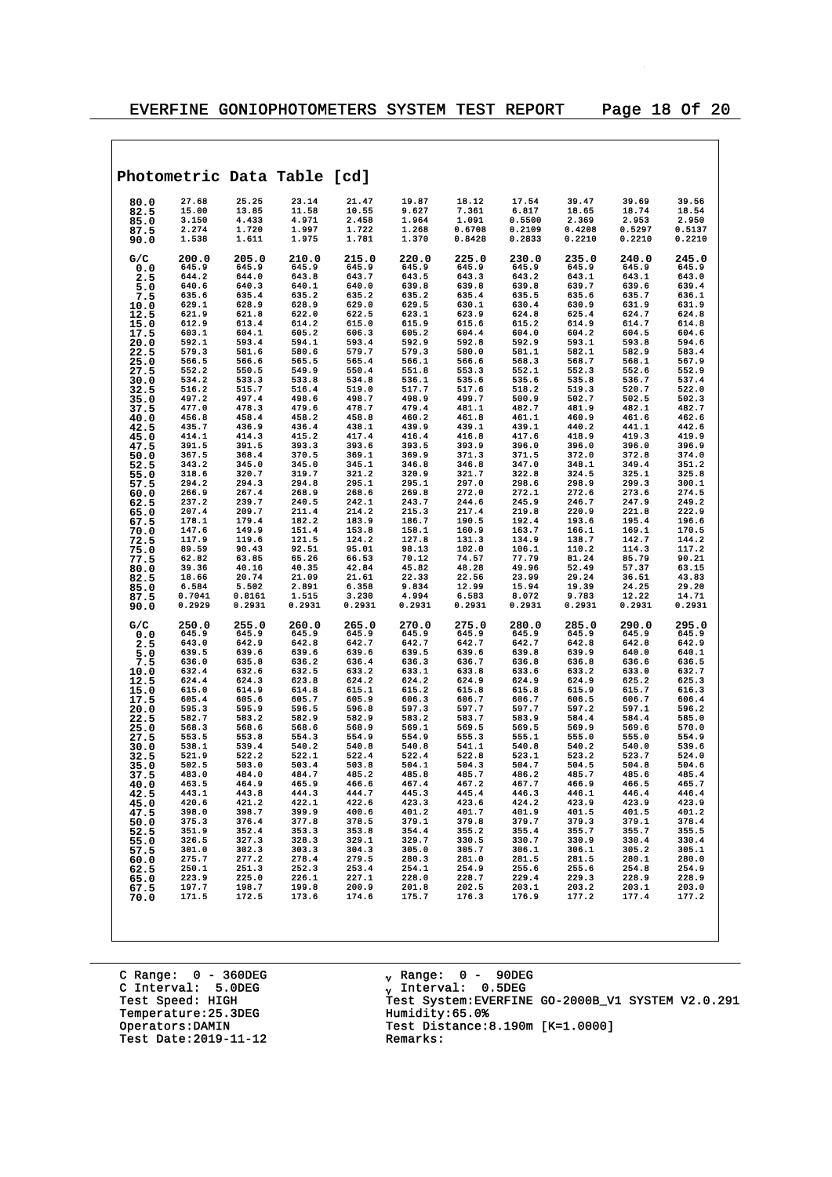## Photometric Data Table [cd]

| | | | | | | | | | | |
|---|---|---|---|---|---|---|---|---|---|---|
| 80.0 | 27.68 | 25.25 | 23.14 | 21.47 | 19.87 | 18.12 | 17.54 | 39.47 | 39.69 | 39.56 |
| 82.5 | 15.00 | 13.85 | 11.58 | 10.55 | 9.627 | 7.361 | 6.817 | 18.65 | 18.74 | 18.54 |
| 85.0 | 3.150 | 4.433 | 4.971 | 2.458 | 1.964 | 1.091 | 0.5500 | 2.369 | 2.953 | 2.950 |
| 87.5 | 2.274 | 1.720 | 1.997 | 1.722 | 1.268 | 0.6708 | 0.2109 | 0.4208 | 0.5297 | 0.5137 |
| 90.0 | 1.538 | 1.611 | 1.975 | 1.781 | 1.370 | 0.8428 | 0.2833 | 0.2210 | 0.2210 | 0.2210 |

| G/C | 200.0 | 205.0 | 210.0 | 215.0 | 220.0 | 225.0 | 230.0 | 235.0 | 240.0 | 245.0 |
|---|---|---|---|---|---|---|---|---|---|---|
| 0.0 | 645.9 | 645.9 | 645.9 | 645.9 | 645.9 | 645.9 | 645.9 | 645.9 | 645.9 | 645.9 |
| 2.5 | 644.2 | 644.0 | 643.8 | 643.7 | 643.5 | 643.3 | 643.2 | 643.1 | 643.1 | 643.0 |
| 5.0 | 640.6 | 640.3 | 640.1 | 640.0 | 639.8 | 639.8 | 639.8 | 639.7 | 639.6 | 639.4 |
| 7.5 | 635.6 | 635.4 | 635.2 | 635.2 | 635.2 | 635.4 | 635.5 | 635.6 | 635.7 | 636.1 |
| 10.0 | 629.1 | 628.9 | 628.9 | 629.0 | 629.5 | 630.1 | 630.4 | 630.9 | 631.9 | 631.9 |
| 12.5 | 621.9 | 621.8 | 622.0 | 622.5 | 623.1 | 623.9 | 624.8 | 625.4 | 624.7 | 624.8 |
| 15.0 | 612.9 | 613.4 | 614.2 | 615.0 | 615.9 | 615.6 | 615.2 | 614.9 | 614.7 | 614.8 |
| 17.5 | 603.1 | 604.1 | 605.2 | 606.3 | 605.2 | 604.4 | 604.0 | 604.2 | 604.5 | 604.6 |
| 20.0 | 592.1 | 593.4 | 594.1 | 593.4 | 592.9 | 592.8 | 592.9 | 593.1 | 593.8 | 594.6 |
| 22.5 | 579.3 | 581.6 | 580.6 | 579.7 | 579.3 | 580.0 | 581.1 | 582.1 | 582.9 | 583.4 |
| 25.0 | 566.5 | 566.6 | 565.5 | 565.4 | 566.1 | 566.6 | 568.3 | 568.7 | 568.1 | 567.9 |
| 27.5 | 552.2 | 550.5 | 549.9 | 550.4 | 551.8 | 553.3 | 552.1 | 552.3 | 552.6 | 552.9 |
| 30.0 | 534.2 | 533.3 | 533.8 | 534.8 | 536.1 | 535.6 | 535.6 | 535.8 | 536.7 | 537.4 |
| 32.5 | 516.2 | 515.7 | 516.4 | 519.0 | 517.7 | 517.6 | 518.2 | 519.3 | 520.7 | 522.0 |
| 35.0 | 497.2 | 497.4 | 498.6 | 498.7 | 498.9 | 499.7 | 500.9 | 502.7 | 502.5 | 502.3 |
| 37.5 | 477.0 | 478.3 | 479.6 | 478.7 | 479.4 | 481.1 | 482.7 | 481.9 | 482.1 | 482.7 |
| 40.0 | 456.8 | 458.4 | 458.2 | 458.8 | 460.2 | 461.8 | 461.1 | 460.9 | 461.6 | 462.6 |
| 42.5 | 435.7 | 436.9 | 436.4 | 438.1 | 439.9 | 439.1 | 439.1 | 440.2 | 441.1 | 442.6 |
| 45.0 | 414.1 | 414.3 | 415.2 | 417.4 | 416.4 | 416.8 | 417.6 | 418.9 | 419.3 | 419.9 |
| 47.5 | 391.5 | 391.5 | 393.3 | 393.6 | 393.5 | 393.9 | 396.0 | 396.0 | 396.0 | 396.9 |
| 50.0 | 367.5 | 368.4 | 370.5 | 369.1 | 369.9 | 371.3 | 371.5 | 372.0 | 372.8 | 374.0 |
| 52.5 | 343.2 | 345.0 | 345.0 | 345.1 | 346.8 | 346.8 | 347.0 | 348.1 | 349.4 | 351.2 |
| 55.0 | 318.6 | 320.7 | 319.7 | 321.2 | 320.9 | 321.7 | 322.8 | 324.5 | 325.1 | 325.8 |
| 57.5 | 294.2 | 294.3 | 294.8 | 295.1 | 295.1 | 297.0 | 298.6 | 298.9 | 299.3 | 300.1 |
| 60.0 | 266.9 | 267.4 | 268.9 | 268.6 | 269.8 | 272.0 | 272.1 | 272.6 | 273.6 | 274.5 |
| 62.5 | 237.2 | 239.7 | 240.5 | 242.1 | 243.7 | 244.6 | 245.9 | 246.7 | 247.9 | 249.2 |
| 65.0 | 207.4 | 209.7 | 211.4 | 214.2 | 215.3 | 217.4 | 219.8 | 220.9 | 221.8 | 222.9 |
| 67.5 | 178.1 | 179.4 | 182.2 | 183.9 | 186.7 | 190.5 | 192.4 | 193.6 | 195.4 | 196.6 |
| 70.0 | 147.6 | 149.9 | 151.4 | 153.8 | 158.1 | 160.9 | 163.7 | 166.1 | 169.1 | 170.5 |
| 72.5 | 117.9 | 119.6 | 121.5 | 124.2 | 127.8 | 131.3 | 134.9 | 138.7 | 142.7 | 144.2 |
| 75.0 | 89.59 | 90.43 | 92.51 | 95.01 | 98.13 | 102.0 | 106.1 | 110.2 | 114.3 | 117.2 |
| 77.5 | 62.82 | 63.85 | 65.26 | 66.53 | 70.12 | 74.57 | 77.79 | 81.24 | 85.79 | 90.21 |
| 80.0 | 39.36 | 40.16 | 40.35 | 42.84 | 45.82 | 48.28 | 49.96 | 52.49 | 57.37 | 63.15 |
| 82.5 | 18.66 | 20.74 | 21.09 | 21.61 | 22.33 | 22.56 | 23.99 | 29.24 | 36.51 | 43.83 |
| 85.0 | 6.584 | 5.502 | 2.891 | 6.358 | 9.834 | 12.99 | 15.94 | 19.39 | 24.25 | 29.20 |
| 87.5 | 0.7041 | 0.8161 | 1.515 | 3.230 | 4.994 | 6.583 | 8.072 | 9.783 | 12.22 | 14.71 |
| 90.0 | 0.2929 | 0.2931 | 0.2931 | 0.2931 | 0.2931 | 0.2931 | 0.2931 | 0.2931 | 0.2931 | 0.2931 |

| G/C | 250.0 | 255.0 | 260.0 | 265.0 | 270.0 | 275.0 | 280.0 | 285.0 | 290.0 | 295.0 |
|---|---|---|---|---|---|---|---|---|---|---|
| 0.0 | 645.9 | 645.9 | 645.9 | 645.9 | 645.9 | 645.9 | 645.9 | 645.9 | 645.9 | 645.9 |
| 2.5 | 643.0 | 642.9 | 642.8 | 642.7 | 642.7 | 642.7 | 642.7 | 642.8 | 642.8 | 642.9 |
| 5.0 | 639.5 | 639.6 | 639.6 | 639.6 | 639.5 | 639.6 | 639.8 | 639.9 | 640.0 | 640.1 |
| 7.5 | 636.0 | 635.8 | 636.2 | 636.4 | 636.3 | 636.7 | 636.8 | 636.8 | 636.6 | 636.5 |
| 10.0 | 632.4 | 632.6 | 632.5 | 633.2 | 633.1 | 633.8 | 633.6 | 633.2 | 633.0 | 632.7 |
| 12.5 | 624.4 | 624.3 | 623.8 | 624.2 | 624.2 | 624.9 | 624.9 | 624.9 | 625.2 | 625.3 |
| 15.0 | 615.0 | 614.9 | 614.8 | 615.1 | 615.2 | 615.8 | 615.8 | 615.9 | 615.7 | 616.3 |
| 17.5 | 605.4 | 605.6 | 605.7 | 605.9 | 606.3 | 606.7 | 606.7 | 606.5 | 606.7 | 606.4 |
| 20.0 | 595.3 | 595.9 | 596.5 | 596.8 | 597.3 | 597.7 | 597.7 | 597.2 | 597.1 | 596.2 |
| 22.5 | 582.7 | 583.2 | 582.9 | 582.9 | 583.2 | 583.7 | 583.9 | 584.4 | 584.4 | 585.0 |
| 25.0 | 568.3 | 568.6 | 568.6 | 568.9 | 569.1 | 569.5 | 569.5 | 569.9 | 569.6 | 570.0 |
| 27.5 | 553.5 | 553.8 | 554.3 | 554.9 | 554.9 | 555.3 | 555.1 | 555.0 | 555.0 | 554.9 |
| 30.0 | 538.1 | 539.4 | 540.2 | 540.8 | 540.8 | 541.1 | 540.8 | 540.2 | 540.0 | 539.6 |
| 32.5 | 521.9 | 522.2 | 522.1 | 522.4 | 522.4 | 522.8 | 523.1 | 523.2 | 523.7 | 524.0 |
| 35.0 | 502.5 | 503.0 | 503.4 | 503.8 | 504.1 | 504.3 | 504.7 | 504.5 | 504.8 | 504.6 |
| 37.5 | 483.0 | 484.0 | 484.7 | 485.2 | 485.8 | 485.7 | 486.2 | 485.7 | 485.6 | 485.4 |
| 40.0 | 463.5 | 464.9 | 465.9 | 466.6 | 467.4 | 467.2 | 467.7 | 466.9 | 466.5 | 465.7 |
| 42.5 | 443.1 | 443.8 | 444.3 | 444.7 | 445.3 | 445.4 | 446.3 | 446.1 | 446.4 | 446.4 |
| 45.0 | 420.6 | 421.2 | 422.1 | 422.6 | 423.3 | 423.6 | 424.2 | 423.9 | 423.9 | 423.9 |
| 47.5 | 398.0 | 398.7 | 399.9 | 400.6 | 401.2 | 401.7 | 401.9 | 401.5 | 401.5 | 401.2 |
| 50.0 | 375.3 | 376.4 | 377.8 | 378.5 | 379.1 | 379.8 | 379.7 | 379.3 | 379.1 | 378.4 |
| 52.5 | 351.9 | 352.4 | 353.3 | 353.8 | 354.4 | 355.2 | 355.4 | 355.7 | 355.7 | 355.5 |
| 55.0 | 326.5 | 327.3 | 328.3 | 329.1 | 329.7 | 330.5 | 330.7 | 330.9 | 330.4 | 330.4 |
| 57.5 | 301.0 | 302.3 | 303.3 | 304.3 | 305.0 | 305.7 | 306.1 | 306.1 | 305.2 | 305.1 |
| 60.0 | 275.7 | 277.2 | 278.4 | 279.5 | 280.3 | 281.0 | 281.5 | 281.5 | 280.1 | 280.0 |
| 62.5 | 250.1 | 251.3 | 252.3 | 253.4 | 254.1 | 254.9 | 255.6 | 255.6 | 254.8 | 254.9 |
| 65.0 | 223.9 | 225.0 | 226.1 | 227.1 | 228.0 | 228.7 | 229.4 | 229.3 | 228.9 | 228.9 |
| 67.5 | 197.7 | 198.7 | 199.8 | 200.9 | 201.8 | 202.5 | 203.1 | 203.2 | 203.1 | 203.0 |
| 70.0 | 171.5 | 172.5 | 173.6 | 174.6 | 175.7 | 176.3 | 176.9 | 177.2 | 177.4 | 177.2 |

C Range: 0 - 360DEG
C Interval: 5.0DEG
Test Speed: HIGH
Temperature:25.3DEG
Operators:DAMIN
Test Date:2019-11-12

γ Range: 0 - 90DEG
γ Interval: 0.5DEG
Test System:EVERFINE GO-2000B_V1 SYSTEM V2.0.291
Humidity:65.0%
Test Distance:8.190m [K=1.0000]
Remarks: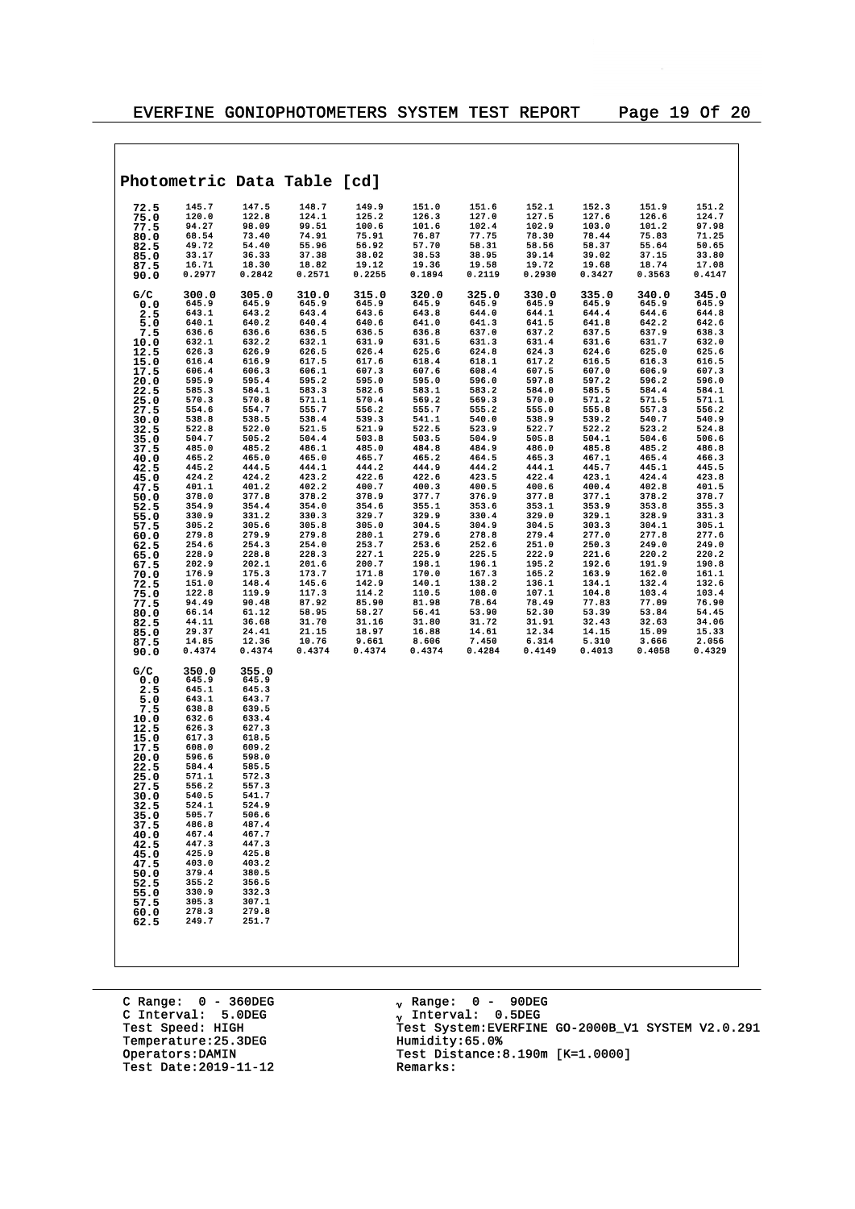## Photometric Data Table [cd]

| | | | | | | | | | | |
|---|---|---|---|---|---|---|---|---|---|---|
| 72.5 | 145.7 | 147.5 | 148.7 | 149.9 | 151.0 | 151.6 | 152.1 | 152.3 | 151.9 | 151.2 |
| 75.0 | 120.0 | 122.8 | 124.1 | 125.2 | 126.3 | 127.0 | 127.5 | 127.6 | 126.6 | 124.7 |
| 77.5 | 94.27 | 98.09 | 99.51 | 100.6 | 101.6 | 102.4 | 102.9 | 103.0 | 101.2 | 97.98 |
| 80.0 | 68.54 | 73.40 | 74.91 | 75.91 | 76.87 | 77.75 | 78.30 | 78.44 | 75.83 | 71.25 |
| 82.5 | 49.72 | 54.40 | 55.96 | 56.92 | 57.70 | 58.31 | 58.56 | 58.37 | 55.64 | 50.65 |
| 85.0 | 33.17 | 36.33 | 37.38 | 38.02 | 38.53 | 38.95 | 39.14 | 39.02 | 37.15 | 33.80 |
| 87.5 | 16.71 | 18.30 | 18.82 | 19.12 | 19.36 | 19.58 | 19.72 | 19.68 | 18.74 | 17.08 |
| 90.0 | 0.2977 | 0.2842 | 0.2571 | 0.2255 | 0.1894 | 0.2119 | 0.2930 | 0.3427 | 0.3563 | 0.4147 |

| G/C | 300.0 | 305.0 | 310.0 | 315.0 | 320.0 | 325.0 | 330.0 | 335.0 | 340.0 | 345.0 |
|---|---|---|---|---|---|---|---|---|---|---|
| 0.0 | 645.9 | 645.9 | 645.9 | 645.9 | 645.9 | 645.9 | 645.9 | 645.9 | 645.9 | 645.9 |
| 2.5 | 643.1 | 643.2 | 643.4 | 643.6 | 643.8 | 644.0 | 644.1 | 644.4 | 644.6 | 644.8 |
| 5.0 | 640.1 | 640.2 | 640.4 | 640.6 | 641.0 | 641.3 | 641.5 | 641.8 | 642.2 | 642.6 |
| 7.5 | 636.6 | 636.6 | 636.5 | 636.5 | 636.8 | 637.0 | 637.2 | 637.5 | 637.9 | 638.3 |
| 10.0 | 632.1 | 632.2 | 632.1 | 631.9 | 631.5 | 631.3 | 631.4 | 631.6 | 631.7 | 632.0 |
| 12.5 | 626.3 | 626.9 | 626.5 | 626.4 | 625.6 | 624.8 | 624.3 | 624.6 | 625.0 | 625.6 |
| 15.0 | 616.4 | 616.9 | 617.5 | 617.6 | 618.4 | 618.1 | 617.2 | 616.5 | 616.3 | 616.5 |
| 17.5 | 606.4 | 606.3 | 606.1 | 607.3 | 607.6 | 608.4 | 607.5 | 607.0 | 606.9 | 607.3 |
| 20.0 | 595.9 | 595.4 | 595.2 | 595.0 | 595.0 | 596.0 | 597.8 | 597.2 | 596.2 | 596.0 |
| 22.5 | 585.3 | 584.1 | 583.3 | 582.6 | 583.1 | 583.2 | 584.0 | 585.5 | 584.4 | 584.1 |
| 25.0 | 570.3 | 570.8 | 571.1 | 570.4 | 569.2 | 569.3 | 570.0 | 571.2 | 571.5 | 571.1 |
| 27.5 | 554.6 | 554.7 | 555.7 | 556.2 | 555.7 | 555.2 | 555.0 | 555.8 | 557.3 | 556.2 |
| 30.0 | 538.8 | 538.5 | 538.4 | 539.3 | 541.1 | 540.0 | 538.9 | 539.2 | 540.7 | 540.9 |
| 32.5 | 522.8 | 522.0 | 521.5 | 521.9 | 522.5 | 523.9 | 522.7 | 522.2 | 523.2 | 524.8 |
| 35.0 | 504.7 | 505.2 | 504.4 | 503.8 | 503.5 | 504.9 | 505.8 | 504.1 | 504.6 | 506.6 |
| 37.5 | 485.0 | 485.2 | 486.1 | 485.0 | 484.8 | 484.9 | 486.0 | 485.8 | 485.2 | 486.8 |
| 40.0 | 465.2 | 465.0 | 465.0 | 465.7 | 465.2 | 464.5 | 465.3 | 467.1 | 465.4 | 466.3 |
| 42.5 | 445.2 | 444.5 | 444.1 | 444.2 | 444.9 | 444.2 | 444.1 | 445.7 | 445.1 | 445.5 |
| 45.0 | 424.2 | 424.2 | 423.2 | 422.6 | 422.6 | 423.5 | 422.4 | 423.1 | 424.4 | 423.8 |
| 47.5 | 401.1 | 401.2 | 402.2 | 400.7 | 400.3 | 400.5 | 400.6 | 400.4 | 402.8 | 401.5 |
| 50.0 | 378.0 | 377.8 | 378.2 | 378.9 | 377.7 | 376.9 | 377.8 | 377.1 | 378.2 | 378.7 |
| 52.5 | 354.9 | 354.4 | 354.0 | 354.6 | 355.1 | 353.6 | 353.1 | 353.9 | 353.8 | 355.3 |
| 55.0 | 330.9 | 331.2 | 330.3 | 329.7 | 329.9 | 330.4 | 329.0 | 329.1 | 328.9 | 331.3 |
| 57.5 | 305.2 | 305.6 | 305.8 | 305.0 | 304.5 | 304.9 | 304.5 | 303.3 | 304.1 | 305.1 |
| 60.0 | 279.8 | 279.9 | 279.8 | 280.1 | 279.6 | 278.8 | 279.4 | 277.0 | 277.8 | 277.6 |
| 62.5 | 254.6 | 254.3 | 254.0 | 253.7 | 253.6 | 252.6 | 251.0 | 250.3 | 249.0 | 249.0 |
| 65.0 | 228.9 | 228.8 | 228.3 | 227.1 | 225.9 | 225.5 | 222.9 | 221.6 | 220.2 | 220.2 |
| 67.5 | 202.9 | 202.1 | 201.6 | 200.7 | 198.1 | 196.1 | 195.2 | 192.6 | 191.9 | 190.8 |
| 70.0 | 176.9 | 175.3 | 173.7 | 171.8 | 170.0 | 167.3 | 165.2 | 163.9 | 162.0 | 161.1 |
| 72.5 | 151.0 | 148.4 | 145.6 | 142.9 | 140.1 | 138.2 | 136.1 | 134.1 | 132.4 | 132.6 |
| 75.0 | 122.8 | 119.9 | 117.3 | 114.2 | 110.5 | 108.0 | 107.1 | 104.8 | 103.4 | 103.4 |
| 77.5 | 94.49 | 90.48 | 87.92 | 85.90 | 81.98 | 78.64 | 78.49 | 77.83 | 77.09 | 76.90 |
| 80.0 | 66.14 | 61.12 | 58.95 | 58.27 | 56.41 | 53.90 | 52.30 | 53.39 | 53.84 | 54.45 |
| 82.5 | 44.11 | 36.68 | 31.70 | 31.16 | 31.80 | 31.72 | 31.91 | 32.43 | 32.63 | 34.06 |
| 85.0 | 29.37 | 24.41 | 21.15 | 18.97 | 16.88 | 14.61 | 12.34 | 14.15 | 15.09 | 15.33 |
| 87.5 | 14.85 | 12.36 | 10.76 | 9.661 | 8.606 | 7.450 | 6.314 | 5.310 | 3.666 | 2.056 |
| 90.0 | 0.4374 | 0.4374 | 0.4374 | 0.4374 | 0.4374 | 0.4284 | 0.4149 | 0.4013 | 0.4058 | 0.4329 |

| G/C | 350.0 | 355.0 |
|---|---|---|
| 0.0 | 645.9 | 645.9 |
| 2.5 | 645.1 | 645.3 |
| 5.0 | 643.1 | 643.7 |
| 7.5 | 638.8 | 639.5 |
| 10.0 | 632.6 | 633.4 |
| 12.5 | 626.3 | 627.3 |
| 15.0 | 617.3 | 618.5 |
| 17.5 | 608.0 | 609.2 |
| 20.0 | 596.6 | 598.0 |
| 22.5 | 584.4 | 585.5 |
| 25.0 | 571.1 | 572.3 |
| 27.5 | 556.2 | 557.3 |
| 30.0 | 540.5 | 541.7 |
| 32.5 | 524.1 | 524.9 |
| 35.0 | 505.7 | 506.6 |
| 37.5 | 486.8 | 487.4 |
| 40.0 | 467.4 | 467.7 |
| 42.5 | 447.3 | 447.3 |
| 45.0 | 425.9 | 425.8 |
| 47.5 | 403.0 | 403.2 |
| 50.0 | 379.4 | 380.5 |
| 52.5 | 355.2 | 356.5 |
| 55.0 | 330.9 | 332.3 |
| 57.5 | 305.3 | 307.1 |
| 60.0 | 278.3 | 279.8 |
| 62.5 | 249.7 | 251.7 |

C Range: 0 - 360DEG
C Interval: 5.0DEG
Test Speed: HIGH
Temperature:25.3DEG
Operators:DAMIN
Test Date:2019-11-12

$\gamma$ Range: 0 - 90DEG
$\gamma$ Interval: 0.5DEG
Test System:EVERFINE GO-2000B_V1 SYSTEM V2.0.291
Humidity:65.0%
Test Distance:8.190m [K=1.0000]
Remarks: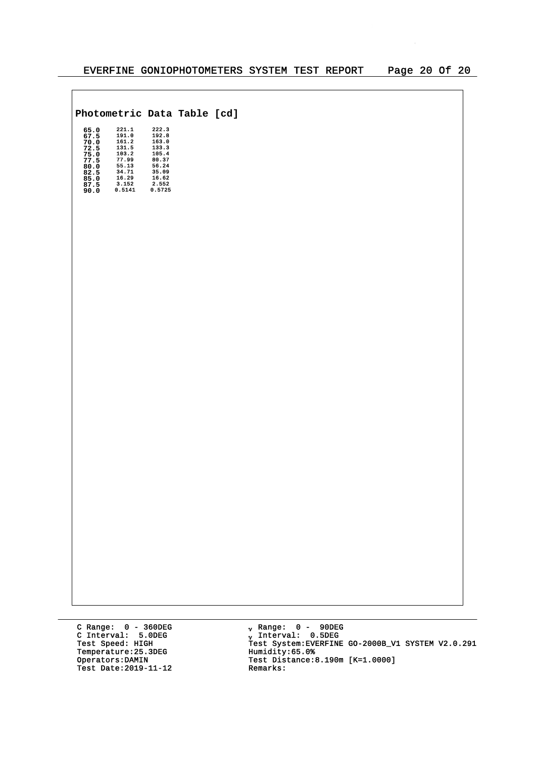## Photometric Data Table [cd]

| | | |
|---|---|---|
| **65.0** | 221.1 | 222.3 |
| **67.5** | 191.0 | 192.8 |
| **70.0** | 161.2 | 163.0 |
| **72.5** | 131.5 | 133.3 |
| **75.0** | 103.2 | 105.4 |
| **77.5** | 77.99 | 80.37 |
| **80.0** | 55.13 | 56.24 |
| **82.5** | 34.71 | 35.09 |
| **85.0** | 16.29 | 16.62 |
| **87.5** | 3.152 | 2.552 |
| **90.0** | 0.5141 | 0.5725 |

C Range: 0 - 360DEG
C Interval: 5.0DEG
Test Speed: HIGH
Temperature:25.3DEG
Operators:DAMIN
Test Date:2019-11-12

$\gamma$ Range: 0 - 90DEG
$\gamma$ Interval: 0.5DEG
Test System:EVERFINE GO-2000B_V1 SYSTEM V2.0.291
Humidity:65.0%
Test Distance:8.190m [K=1.0000]
Remarks: